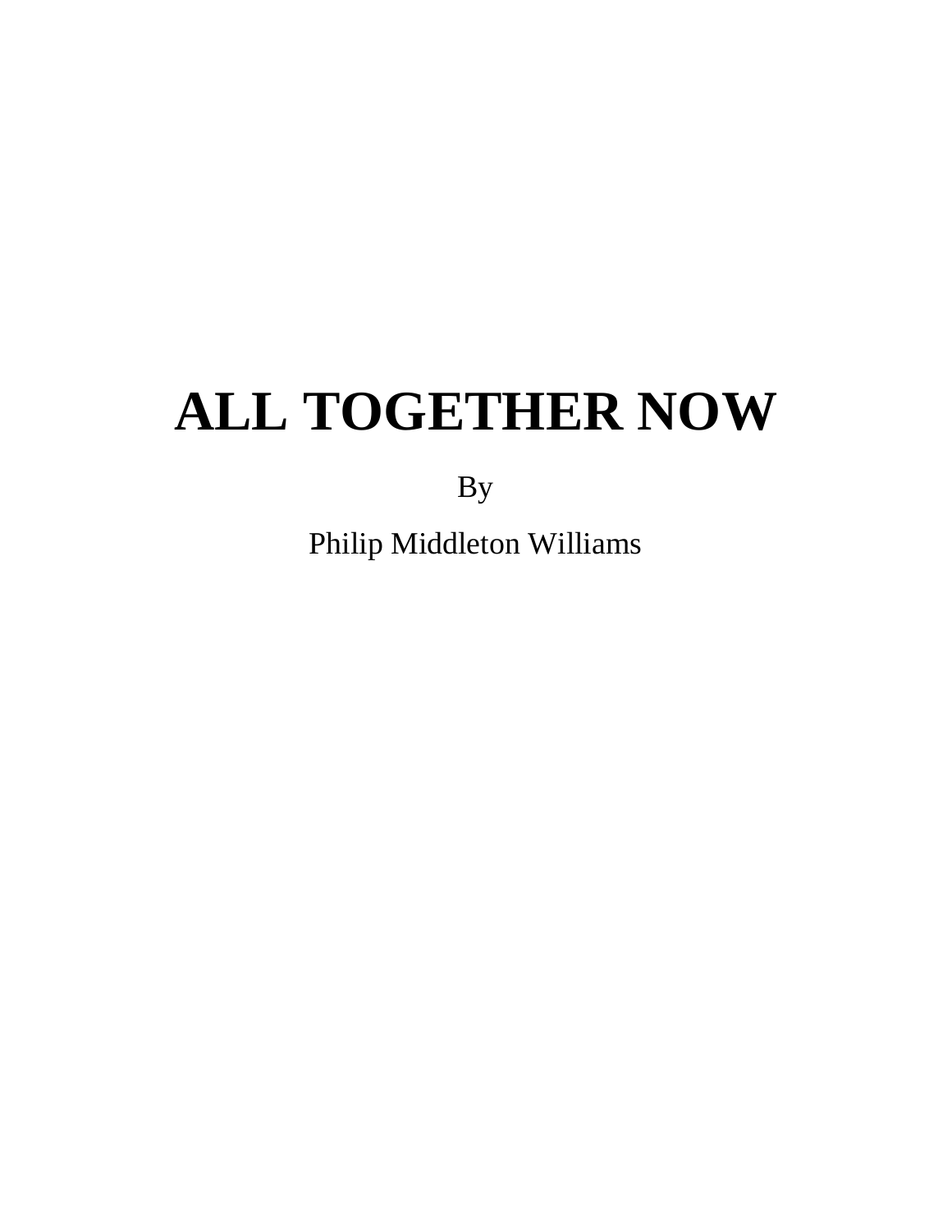# ALL TOGETHER NOW

By

Philip Middleton Williams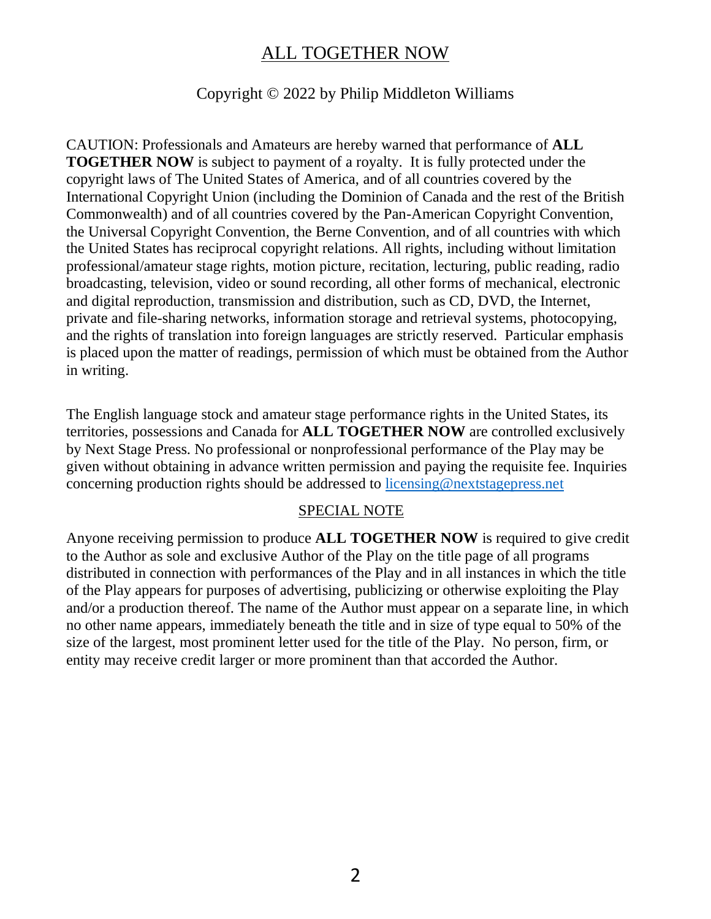# ALL TOGETHER NOW

Copyright © 2022 by Philip Middleton Williams

CAUTION: Professionals and Amateurs are hereby warned that performance of **ALL TOGETHER NOW** is subject to payment of a royalty. It is fully protected under the copyright laws of The United States of America, and of all countries covered by the International Copyright Union (including the Dominion of Canada and the rest of the British Commonwealth) and of all countries covered by the Pan-American Copyright Convention, the Universal Copyright Convention, the Berne Convention, and of all countries with which the United States has reciprocal copyright relations. All rights, including without limitation professional/amateur stage rights, motion picture, recitation, lecturing, public reading, radio broadcasting, television, video or sound recording, all other forms of mechanical, electronic and digital reproduction, transmission and distribution, such as CD, DVD, the Internet, private and file-sharing networks, information storage and retrieval systems, photocopying, and the rights of translation into foreign languages are strictly reserved. Particular emphasis is placed upon the matter of readings, permission of which must be obtained from the Author in writing.

The English language stock and amateur stage performance rights in the United States, its territories, possessions and Canada for **ALL TOGETHER NOW** are controlled exclusively by Next Stage Press. No professional or nonprofessional performance of the Play may be given without obtaining in advance written permission and paying the requisite fee. Inquiries concerning production rights should be addressed to licensing@nextstagepress.net

## SPECIAL NOTE

Anyone receiving permission to produce **ALL TOGETHER NOW** is required to give credit to the Author as sole and exclusive Author of the Play on the title page of all programs distributed in connection with performances of the Play and in all instances in which the title of the Play appears for purposes of advertising, publicizing or otherwise exploiting the Play and/or a production thereof. The name of the Author must appear on a separate line, in which no other name appears, immediately beneath the title and in size of type equal to 50% of the size of the largest, most prominent letter used for the title of the Play. No person, firm, or entity may receive credit larger or more prominent than that accorded the Author.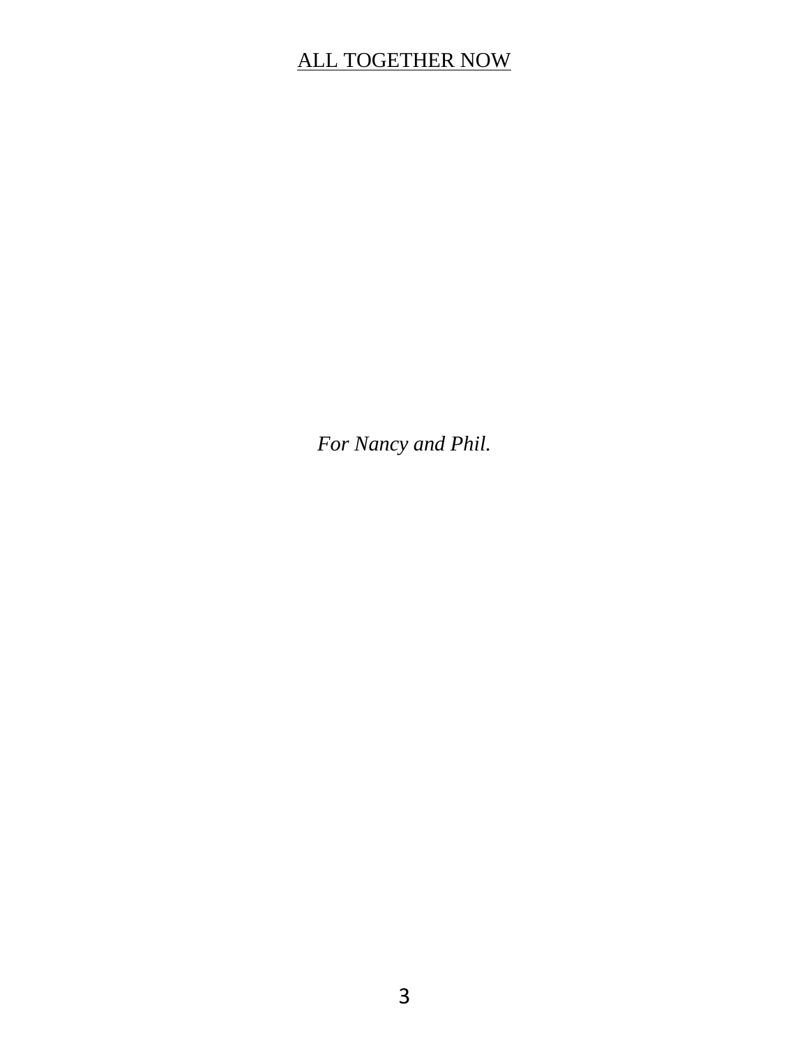*For Nancy and Phil.*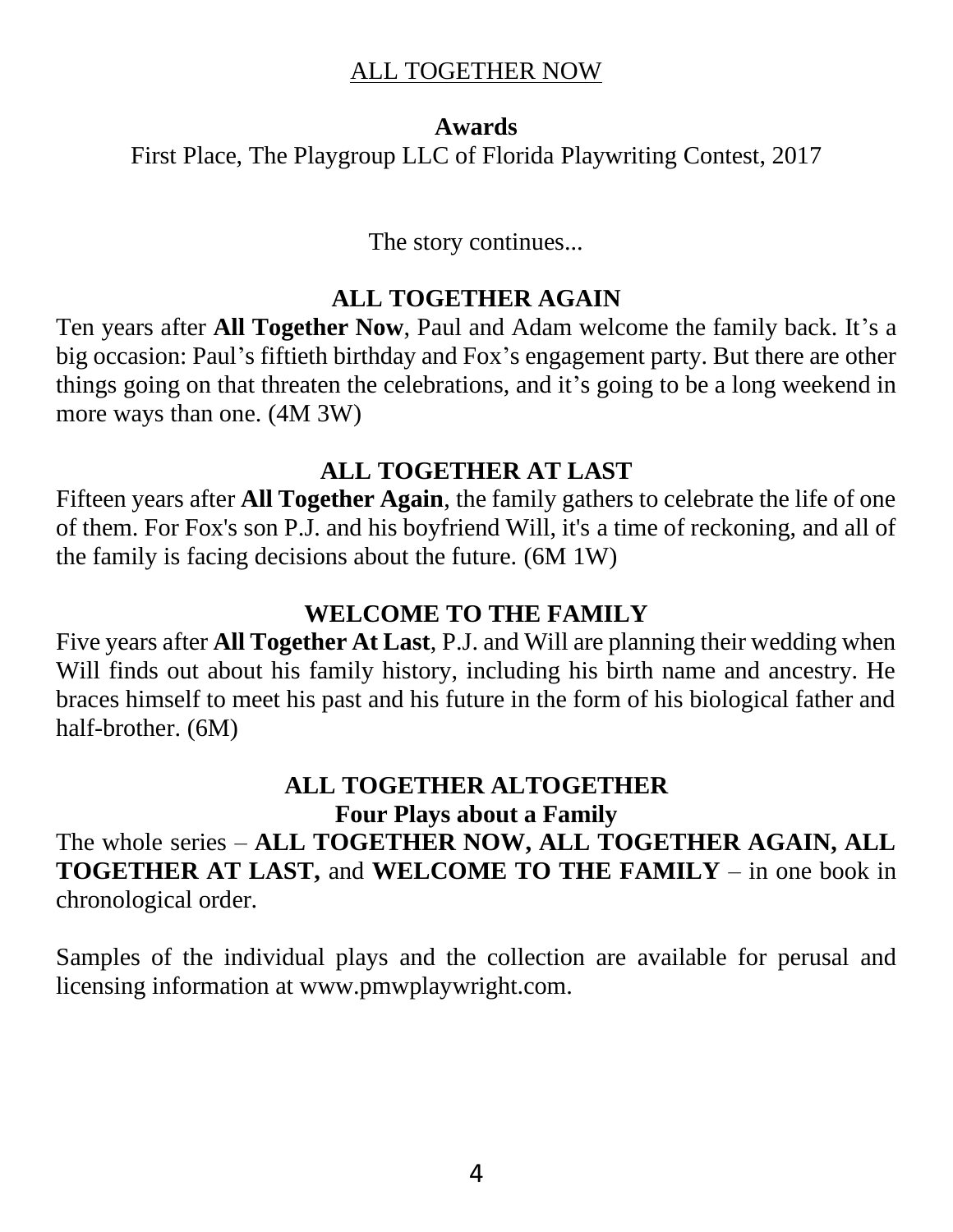ALL TOGETHER NOW

**Awards**

First Place, The Playgroup LLC of Florida Playwriting Contest, 2017

The story continues...

## ALL TOGETHER AGAIN

Ten years after **All Together Now**, Paul and Adam welcome the family back. It's a big occasion: Paul's fiftieth birthday and Fox's engagement party. But there are other things going on that threaten the celebrations, and it's going to be a long weekend in more ways than one. (4M 3W)

## ALL TOGETHER AT LAST

Fifteen years after **All Together Again**, the family gathers to celebrate the life of one of them. For Fox's son P.J. and his boyfriend Will, it's a time of reckoning, and all of the family is facing decisions about the future. (6M 1W)

## WELCOME TO THE FAMILY

Five years after **All Together At Last**, P.J. and Will are planning their wedding when Will finds out about his family history, including his birth name and ancestry. He braces himself to meet his past and his future in the form of his biological father and half-brother. (6M)

## ALL TOGETHER ALTOGETHER
### Four Plays about a Family

The whole series – **ALL TOGETHER NOW, ALL TOGETHER AGAIN, ALL TOGETHER AT LAST,** and **WELCOME TO THE FAMILY** – in one book in chronological order.

Samples of the individual plays and the collection are available for perusal and licensing information at www.pmwplaywright.com.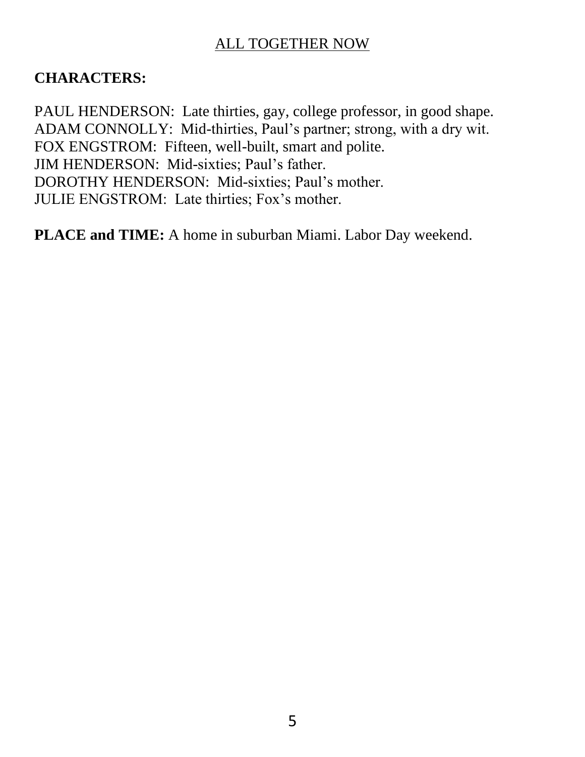# ALL TOGETHER NOW

**CHARACTERS:**

PAUL HENDERSON: Late thirties, gay, college professor, in good shape.
ADAM CONNOLLY: Mid-thirties, Paul's partner; strong, with a dry wit.
FOX ENGSTROM: Fifteen, well-built, smart and polite.
JIM HENDERSON: Mid-sixties; Paul's father.
DOROTHY HENDERSON: Mid-sixties; Paul's mother.
JULIE ENGSTROM: Late thirties; Fox's mother.

**PLACE and TIME:** A home in suburban Miami. Labor Day weekend.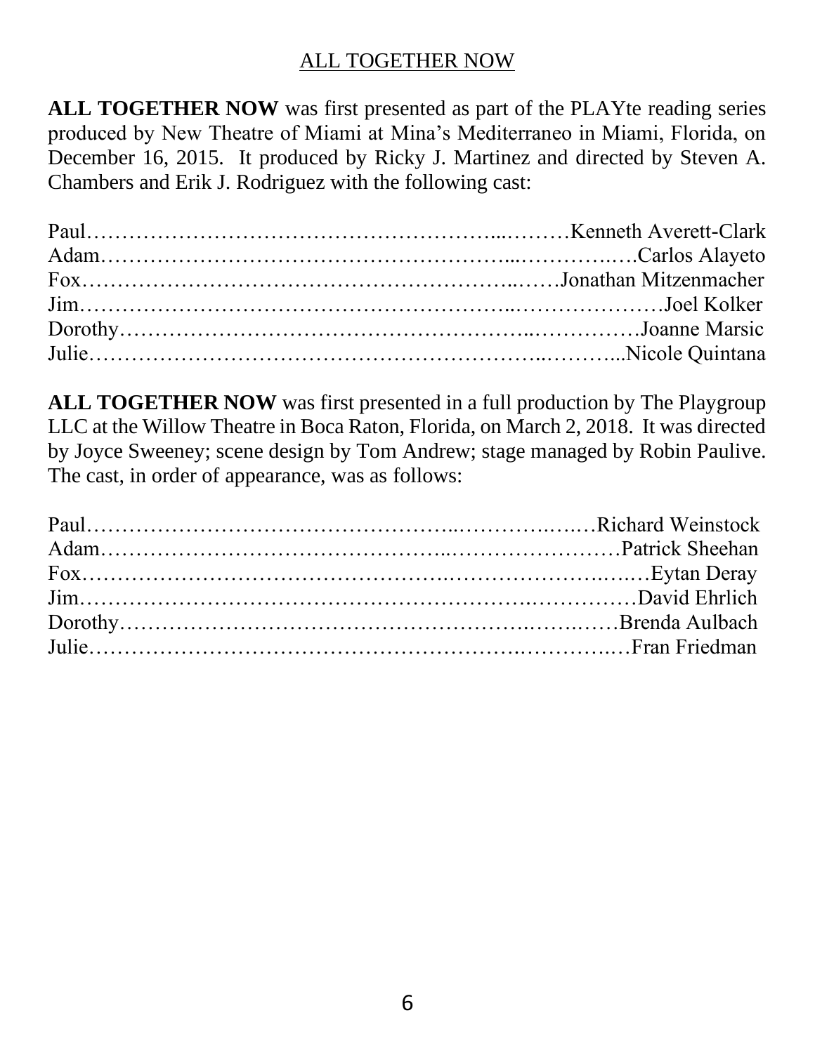ALL TOGETHER NOW

**ALL TOGETHER NOW** was first presented as part of the PLAYte reading series produced by New Theatre of Miami at Mina's Mediterraneo in Miami, Florida, on December 16, 2015. It produced by Ricky J. Martinez and directed by Steven A. Chambers and Erik J. Rodriguez with the following cast:

Paul……………………………………………………..………Kenneth Averett-Clark
Adam……………………………………………………...…………..….Carlos Alayeto
Fox………………………………………………………..…….Jonathan Mitzenmacher
Jim…………………………………………………..…………………Joel Kolker
Dorothy…………………………………………………..…………….Joanne Marsic
Julie……………………………………………………..………...Nicole Quintana

**ALL TOGETHER NOW** was first presented in a full production by The Playgroup LLC at the Willow Theatre in Boca Raton, Florida, on March 2, 2018. It was directed by Joyce Sweeney; scene design by Tom Andrew; stage managed by Robin Paulive. The cast, in order of appearance, was as follows:

Paul…………………………………………..…………..….…Richard Weinstock
Adam……………………………………..……………………Patrick Sheehan
Fox……………………………………..…………………..….…Eytan Deray
Jim…………………………………………………….……………David Ehrlich
Dorothy…………………………………………….…….……Brenda Aulbach
Julie…………………………………………….………….…Fran Friedman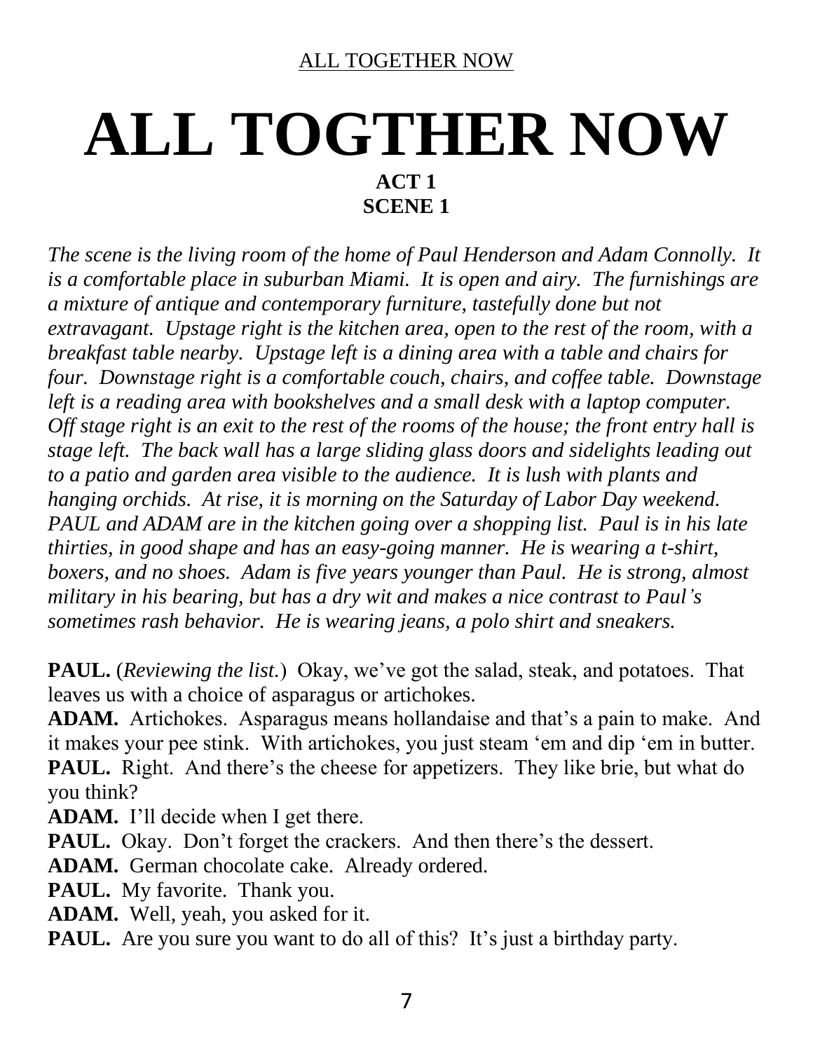# ALL TOGTHER NOW

## ACT 1
## SCENE 1

*The scene is the living room of the home of Paul Henderson and Adam Connolly. It is a comfortable place in suburban Miami. It is open and airy. The furnishings are a mixture of antique and contemporary furniture, tastefully done but not extravagant. Upstage right is the kitchen area, open to the rest of the room, with a breakfast table nearby. Upstage left is a dining area with a table and chairs for four. Downstage right is a comfortable couch, chairs, and coffee table. Downstage left is a reading area with bookshelves and a small desk with a laptop computer. Off stage right is an exit to the rest of the rooms of the house; the front entry hall is stage left. The back wall has a large sliding glass doors and sidelights leading out to a patio and garden area visible to the audience. It is lush with plants and hanging orchids. At rise, it is morning on the Saturday of Labor Day weekend. PAUL and ADAM are in the kitchen going over a shopping list. Paul is in his late thirties, in good shape and has an easy-going manner. He is wearing a t-shirt, boxers, and no shoes. Adam is five years younger than Paul. He is strong, almost military in his bearing, but has a dry wit and makes a nice contrast to Paul's sometimes rash behavior. He is wearing jeans, a polo shirt and sneakers.*

**PAUL.** (*Reviewing the list.*) Okay, we've got the salad, steak, and potatoes. That leaves us with a choice of asparagus or artichokes.
**ADAM.** Artichokes. Asparagus means hollandaise and that's a pain to make. And it makes your pee stink. With artichokes, you just steam 'em and dip 'em in butter.
**PAUL.** Right. And there's the cheese for appetizers. They like brie, but what do you think?
**ADAM.** I'll decide when I get there.
**PAUL.** Okay. Don't forget the crackers. And then there's the dessert.
**ADAM.** German chocolate cake. Already ordered.
**PAUL.** My favorite. Thank you.
**ADAM.** Well, yeah, you asked for it.
**PAUL.** Are you sure you want to do all of this? It's just a birthday party.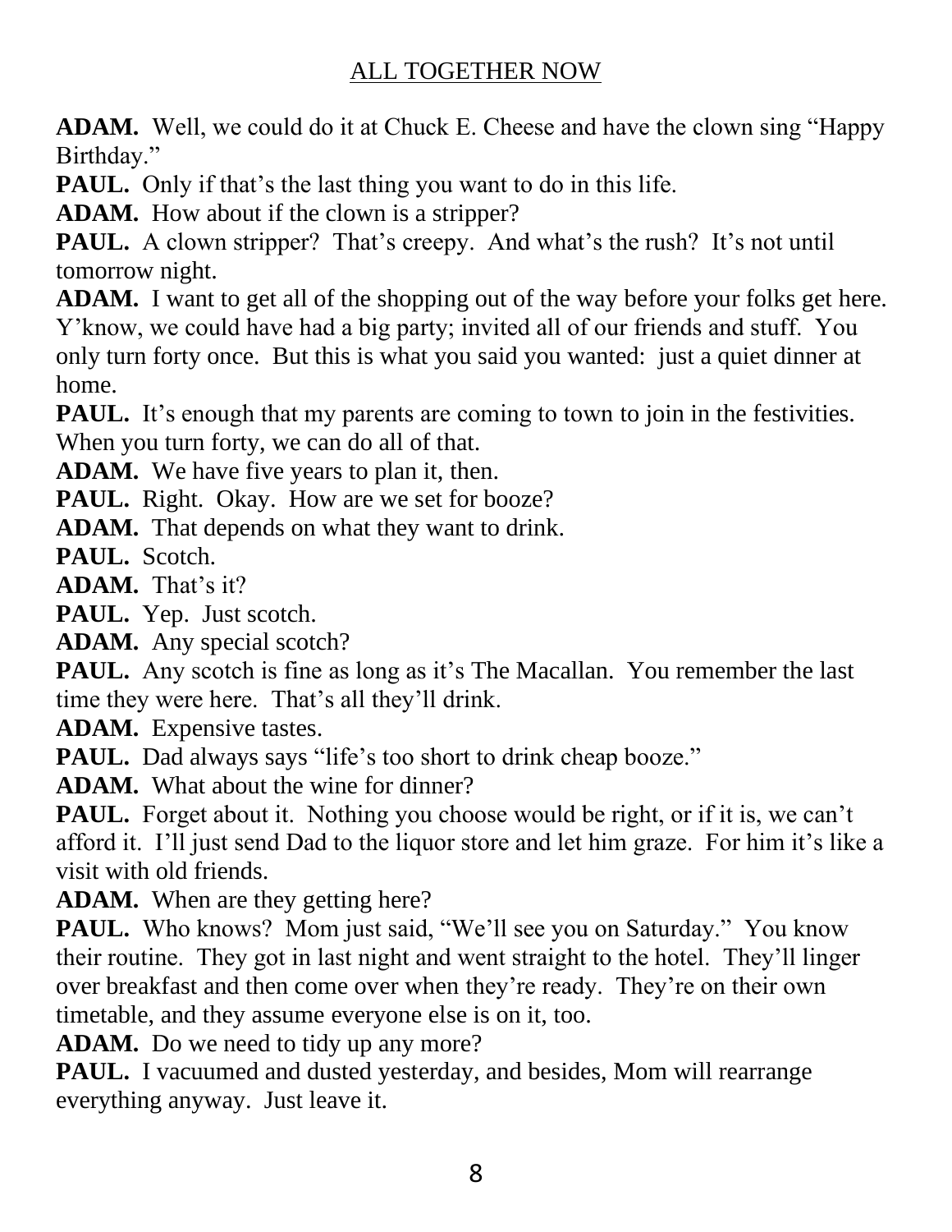**ADAM.** Well, we could do it at Chuck E. Cheese and have the clown sing "Happy Birthday."

**PAUL.** Only if that's the last thing you want to do in this life.

**ADAM.** How about if the clown is a stripper?

**PAUL.** A clown stripper? That's creepy. And what's the rush? It's not until tomorrow night.

**ADAM.** I want to get all of the shopping out of the way before your folks get here. Y'know, we could have had a big party; invited all of our friends and stuff. You only turn forty once. But this is what you said you wanted: just a quiet dinner at home.

**PAUL.** It's enough that my parents are coming to town to join in the festivities. When you turn forty, we can do all of that.

**ADAM.** We have five years to plan it, then.

**PAUL.** Right. Okay. How are we set for booze?

**ADAM.** That depends on what they want to drink.

**PAUL.** Scotch.

**ADAM.** That's it?

**PAUL.** Yep. Just scotch.

**ADAM.** Any special scotch?

**PAUL.** Any scotch is fine as long as it's The Macallan. You remember the last time they were here. That's all they'll drink.

**ADAM.** Expensive tastes.

**PAUL.** Dad always says "life's too short to drink cheap booze."

**ADAM.** What about the wine for dinner?

**PAUL.** Forget about it. Nothing you choose would be right, or if it is, we can't afford it. I'll just send Dad to the liquor store and let him graze. For him it's like a visit with old friends.

**ADAM.** When are they getting here?

**PAUL.** Who knows? Mom just said, "We'll see you on Saturday." You know their routine. They got in last night and went straight to the hotel. They'll linger over breakfast and then come over when they're ready. They're on their own timetable, and they assume everyone else is on it, too.

**ADAM.** Do we need to tidy up any more?

**PAUL.** I vacuumed and dusted yesterday, and besides, Mom will rearrange everything anyway. Just leave it.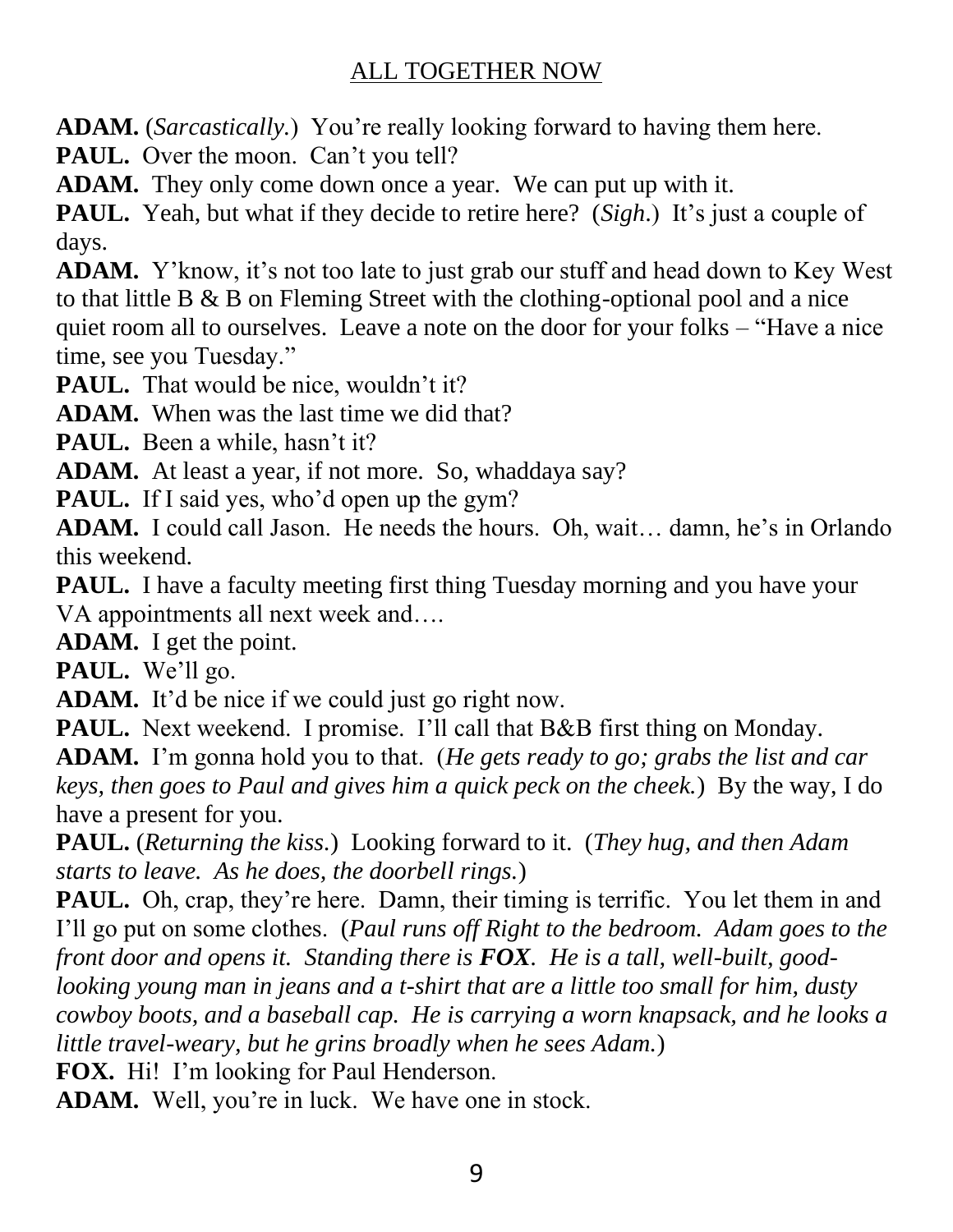**ADAM.** (*Sarcastically.*) You're really looking forward to having them here.

**PAUL.** Over the moon. Can't you tell?

**ADAM.** They only come down once a year. We can put up with it.

**PAUL.** Yeah, but what if they decide to retire here? (*Sigh.*) It's just a couple of days.

**ADAM.** Y'know, it's not too late to just grab our stuff and head down to Key West to that little B & B on Fleming Street with the clothing-optional pool and a nice quiet room all to ourselves. Leave a note on the door for your folks – "Have a nice time, see you Tuesday."

**PAUL.** That would be nice, wouldn't it?

**ADAM.** When was the last time we did that?

**PAUL.** Been a while, hasn't it?

**ADAM.** At least a year, if not more. So, whaddaya say?

**PAUL.** If I said yes, who'd open up the gym?

**ADAM.** I could call Jason. He needs the hours. Oh, wait… damn, he's in Orlando this weekend.

**PAUL.** I have a faculty meeting first thing Tuesday morning and you have your VA appointments all next week and….

**ADAM.** I get the point.

**PAUL.** We'll go.

**ADAM.** It'd be nice if we could just go right now.

**PAUL.** Next weekend. I promise. I'll call that B&B first thing on Monday.

**ADAM.** I'm gonna hold you to that. (*He gets ready to go; grabs the list and car keys, then goes to Paul and gives him a quick peck on the cheek.*) By the way, I do have a present for you.

**PAUL.** (*Returning the kiss.*) Looking forward to it. (*They hug, and then Adam starts to leave. As he does, the doorbell rings.*)

**PAUL.** Oh, crap, they're here. Damn, their timing is terrific. You let them in and I'll go put on some clothes. (*Paul runs off Right to the bedroom. Adam goes to the front door and opens it. Standing there is **FOX**. He is a tall, well-built, good-looking young man in jeans and a t-shirt that are a little too small for him, dusty cowboy boots, and a baseball cap. He is carrying a worn knapsack, and he looks a little travel-weary, but he grins broadly when he sees Adam.*)

**FOX.** Hi! I'm looking for Paul Henderson.

**ADAM.** Well, you're in luck. We have one in stock.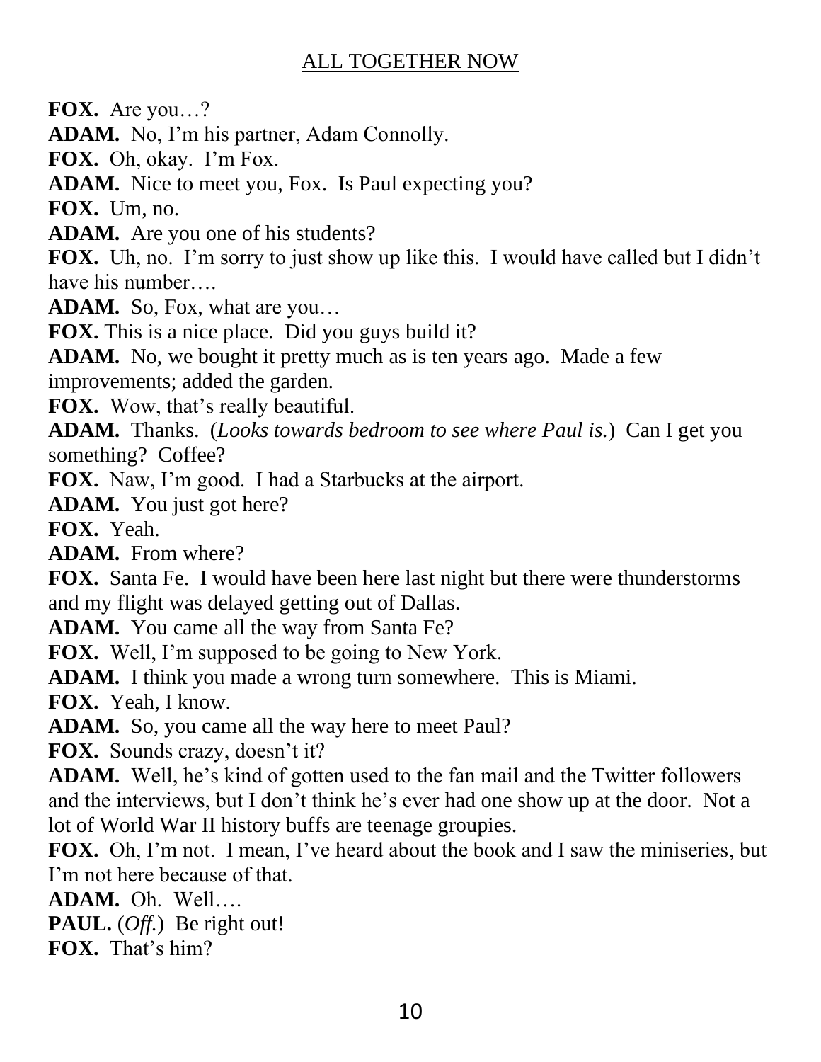**FOX.** Are you…?

**ADAM.** No, I'm his partner, Adam Connolly.

**FOX.** Oh, okay. I'm Fox.

**ADAM.** Nice to meet you, Fox. Is Paul expecting you?

**FOX.** Um, no.

**ADAM.** Are you one of his students?

**FOX.** Uh, no. I'm sorry to just show up like this. I would have called but I didn't have his number….

**ADAM.** So, Fox, what are you…

**FOX.** This is a nice place. Did you guys build it?

**ADAM.** No, we bought it pretty much as is ten years ago. Made a few improvements; added the garden.

**FOX.** Wow, that's really beautiful.

**ADAM.** Thanks. (*Looks towards bedroom to see where Paul is.*) Can I get you something? Coffee?

**FOX.** Naw, I'm good. I had a Starbucks at the airport.

**ADAM.** You just got here?

**FOX.** Yeah.

**ADAM.** From where?

**FOX.** Santa Fe. I would have been here last night but there were thunderstorms and my flight was delayed getting out of Dallas.

**ADAM.** You came all the way from Santa Fe?

**FOX.** Well, I'm supposed to be going to New York.

**ADAM.** I think you made a wrong turn somewhere. This is Miami.

**FOX.** Yeah, I know.

**ADAM.** So, you came all the way here to meet Paul?

**FOX.** Sounds crazy, doesn't it?

**ADAM.** Well, he's kind of gotten used to the fan mail and the Twitter followers and the interviews, but I don't think he's ever had one show up at the door. Not a lot of World War II history buffs are teenage groupies.

**FOX.** Oh, I'm not. I mean, I've heard about the book and I saw the miniseries, but I'm not here because of that.

**ADAM.** Oh. Well….

**PAUL.** (*Off.*) Be right out!

**FOX.** That's him?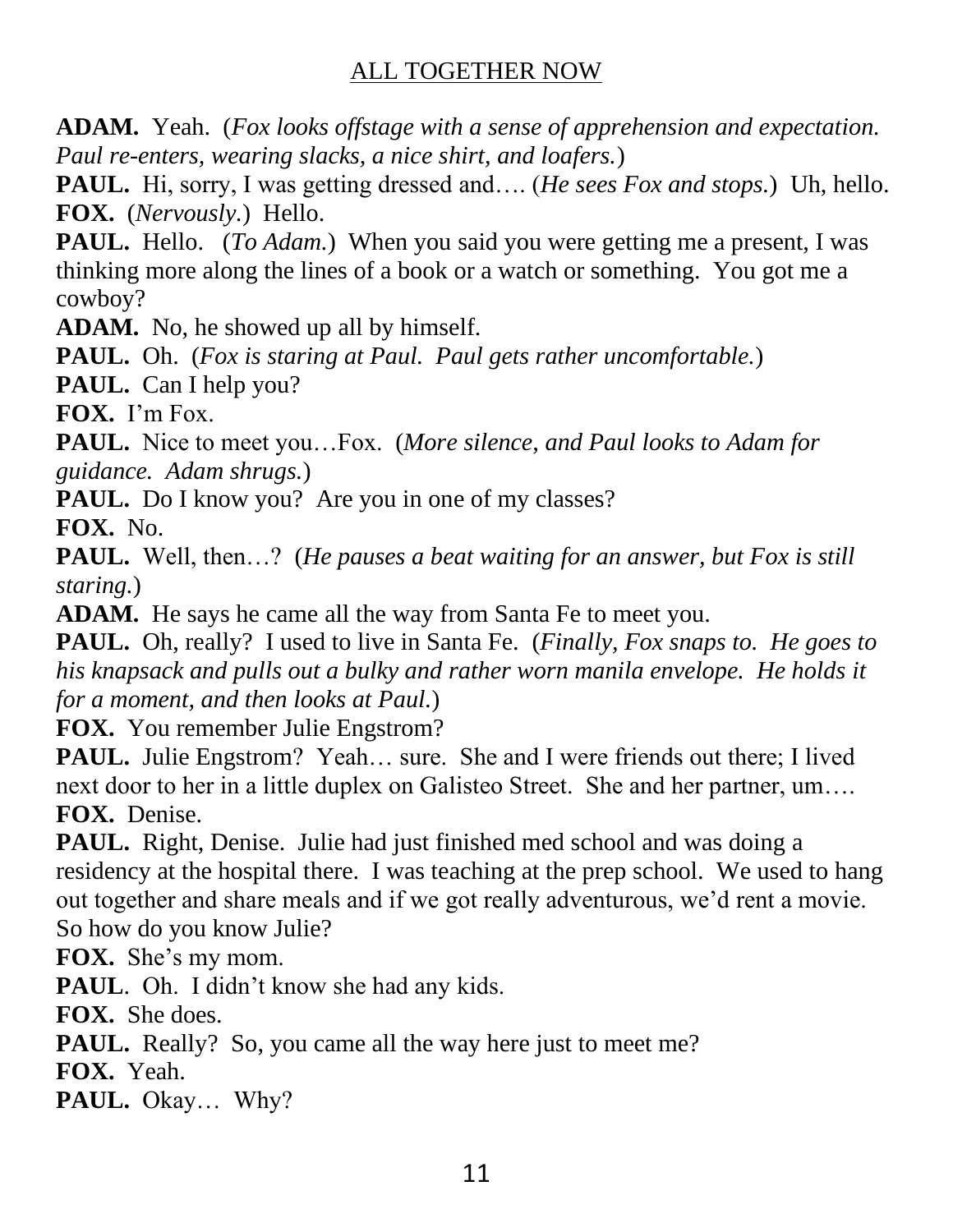**ADAM.** Yeah. (*Fox looks offstage with a sense of apprehension and expectation. Paul re-enters, wearing slacks, a nice shirt, and loafers.*)

**PAUL.** Hi, sorry, I was getting dressed and…. (*He sees Fox and stops.*) Uh, hello.

**FOX.** (*Nervously.*) Hello.

**PAUL.** Hello. (*To Adam.*) When you said you were getting me a present, I was thinking more along the lines of a book or a watch or something. You got me a cowboy?

**ADAM.** No, he showed up all by himself.

**PAUL.** Oh. (*Fox is staring at Paul. Paul gets rather uncomfortable.*)

**PAUL.** Can I help you?

**FOX.** I'm Fox.

**PAUL.** Nice to meet you…Fox. (*More silence, and Paul looks to Adam for guidance. Adam shrugs.*)

**PAUL.** Do I know you? Are you in one of my classes?

**FOX.** No.

**PAUL.** Well, then…? (*He pauses a beat waiting for an answer, but Fox is still staring.*)

**ADAM.** He says he came all the way from Santa Fe to meet you.

**PAUL.** Oh, really? I used to live in Santa Fe. (*Finally, Fox snaps to. He goes to his knapsack and pulls out a bulky and rather worn manila envelope. He holds it for a moment, and then looks at Paul.*)

**FOX.** You remember Julie Engstrom?

**PAUL.** Julie Engstrom? Yeah… sure. She and I were friends out there; I lived next door to her in a little duplex on Galisteo Street. She and her partner, um….

**FOX.** Denise.

**PAUL.** Right, Denise. Julie had just finished med school and was doing a residency at the hospital there. I was teaching at the prep school. We used to hang out together and share meals and if we got really adventurous, we'd rent a movie. So how do you know Julie?

**FOX.** She's my mom.

**PAUL**. Oh. I didn't know she had any kids.

**FOX.** She does.

**PAUL.** Really? So, you came all the way here just to meet me?

**FOX.** Yeah.

**PAUL.** Okay… Why?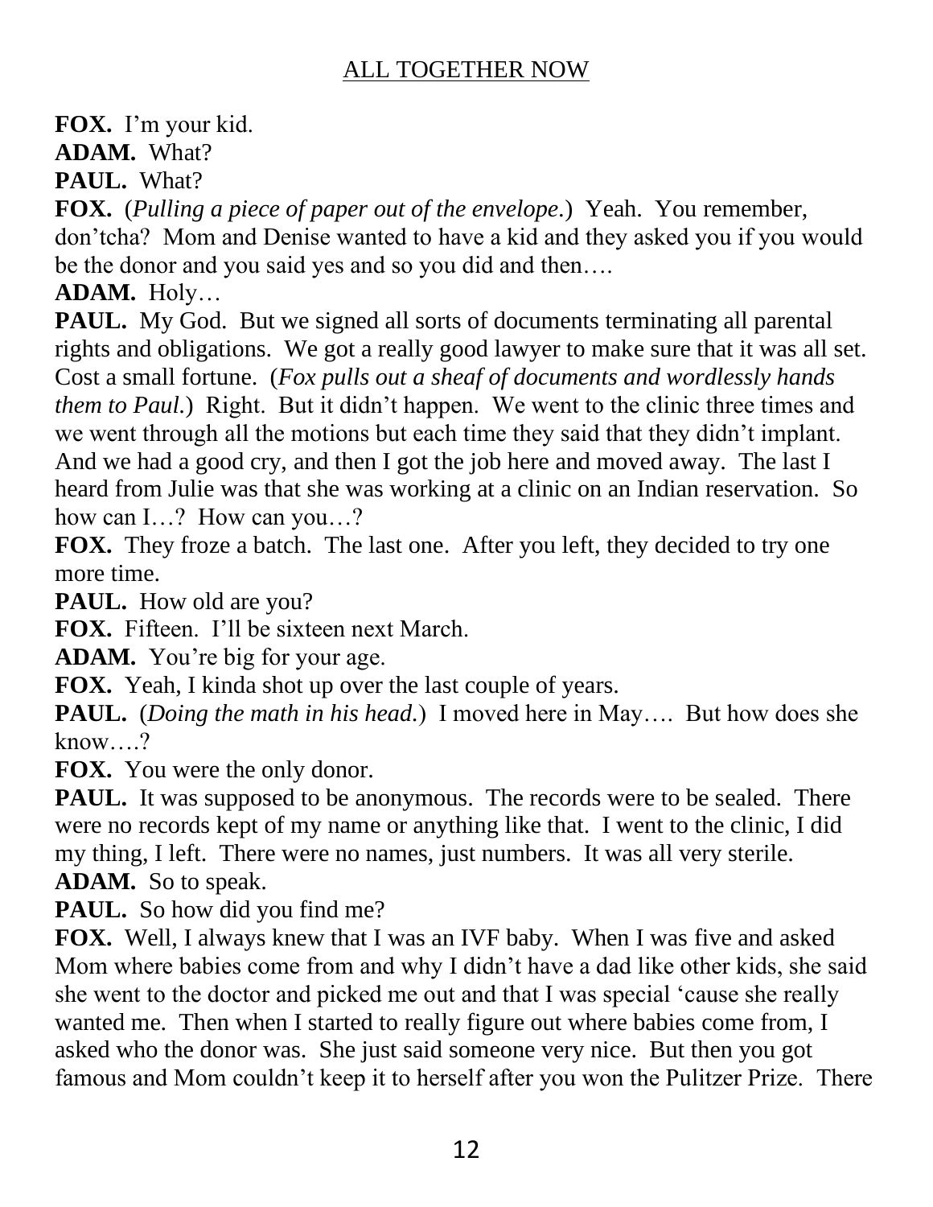**FOX.** I'm your kid.

**ADAM.** What?

**PAUL.** What?

**FOX.** (*Pulling a piece of paper out of the envelope*.) Yeah. You remember, don'tcha? Mom and Denise wanted to have a kid and they asked you if you would be the donor and you said yes and so you did and then….

**ADAM.** Holy…

**PAUL.** My God. But we signed all sorts of documents terminating all parental rights and obligations. We got a really good lawyer to make sure that it was all set. Cost a small fortune. (*Fox pulls out a sheaf of documents and wordlessly hands them to Paul.*) Right. But it didn't happen. We went to the clinic three times and we went through all the motions but each time they said that they didn't implant. And we had a good cry, and then I got the job here and moved away. The last I heard from Julie was that she was working at a clinic on an Indian reservation. So how can I…? How can you…?

**FOX.** They froze a batch. The last one. After you left, they decided to try one more time.

**PAUL.** How old are you?

**FOX.** Fifteen. I'll be sixteen next March.

**ADAM.** You're big for your age.

**FOX.** Yeah, I kinda shot up over the last couple of years.

**PAUL.** (*Doing the math in his head.*) I moved here in May…. But how does she know….?

**FOX.** You were the only donor.

**PAUL.** It was supposed to be anonymous. The records were to be sealed. There were no records kept of my name or anything like that. I went to the clinic, I did my thing, I left. There were no names, just numbers. It was all very sterile.

**ADAM.** So to speak.

**PAUL.** So how did you find me?

**FOX.** Well, I always knew that I was an IVF baby. When I was five and asked Mom where babies come from and why I didn't have a dad like other kids, she said she went to the doctor and picked me out and that I was special 'cause she really wanted me. Then when I started to really figure out where babies come from, I asked who the donor was. She just said someone very nice. But then you got famous and Mom couldn't keep it to herself after you won the Pulitzer Prize. There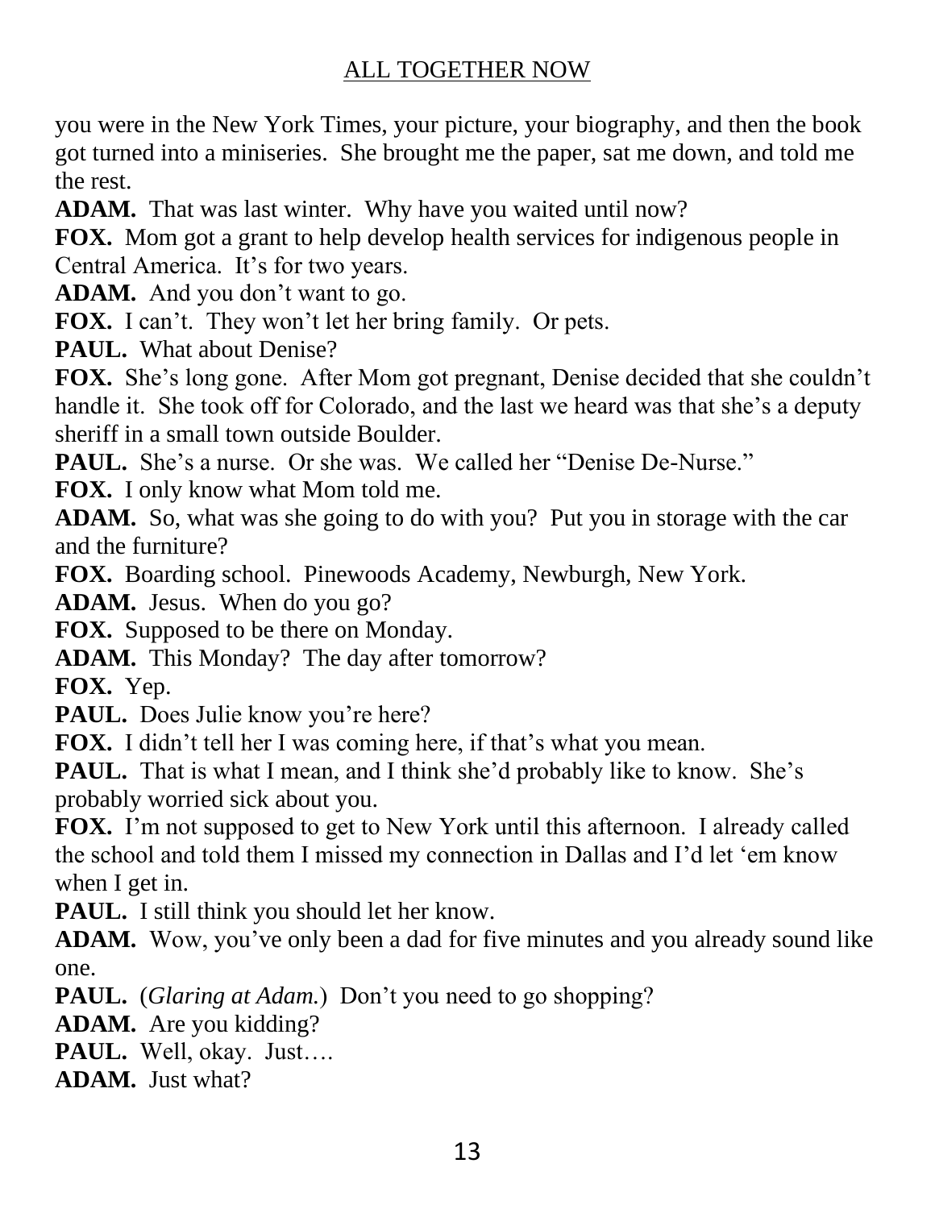you were in the New York Times, your picture, your biography, and then the book got turned into a miniseries. She brought me the paper, sat me down, and told me the rest.

**ADAM.** That was last winter. Why have you waited until now?

**FOX.** Mom got a grant to help develop health services for indigenous people in Central America. It's for two years.

**ADAM.** And you don't want to go.

**FOX.** I can't. They won't let her bring family. Or pets.

**PAUL.** What about Denise?

**FOX.** She's long gone. After Mom got pregnant, Denise decided that she couldn't handle it. She took off for Colorado, and the last we heard was that she's a deputy sheriff in a small town outside Boulder.

**PAUL.** She's a nurse. Or she was. We called her "Denise De-Nurse."

**FOX.** I only know what Mom told me.

**ADAM.** So, what was she going to do with you? Put you in storage with the car and the furniture?

**FOX.** Boarding school. Pinewoods Academy, Newburgh, New York.

**ADAM.** Jesus. When do you go?

**FOX.** Supposed to be there on Monday.

**ADAM.** This Monday? The day after tomorrow?

**FOX.** Yep.

**PAUL.** Does Julie know you're here?

**FOX.** I didn't tell her I was coming here, if that's what you mean.

**PAUL.** That is what I mean, and I think she'd probably like to know. She's probably worried sick about you.

**FOX.** I'm not supposed to get to New York until this afternoon. I already called the school and told them I missed my connection in Dallas and I'd let 'em know when I get in.

**PAUL.** I still think you should let her know.

**ADAM.** Wow, you've only been a dad for five minutes and you already sound like one.

**PAUL.** (*Glaring at Adam.*) Don't you need to go shopping?

**ADAM.** Are you kidding?

**PAUL.** Well, okay. Just….

**ADAM.** Just what?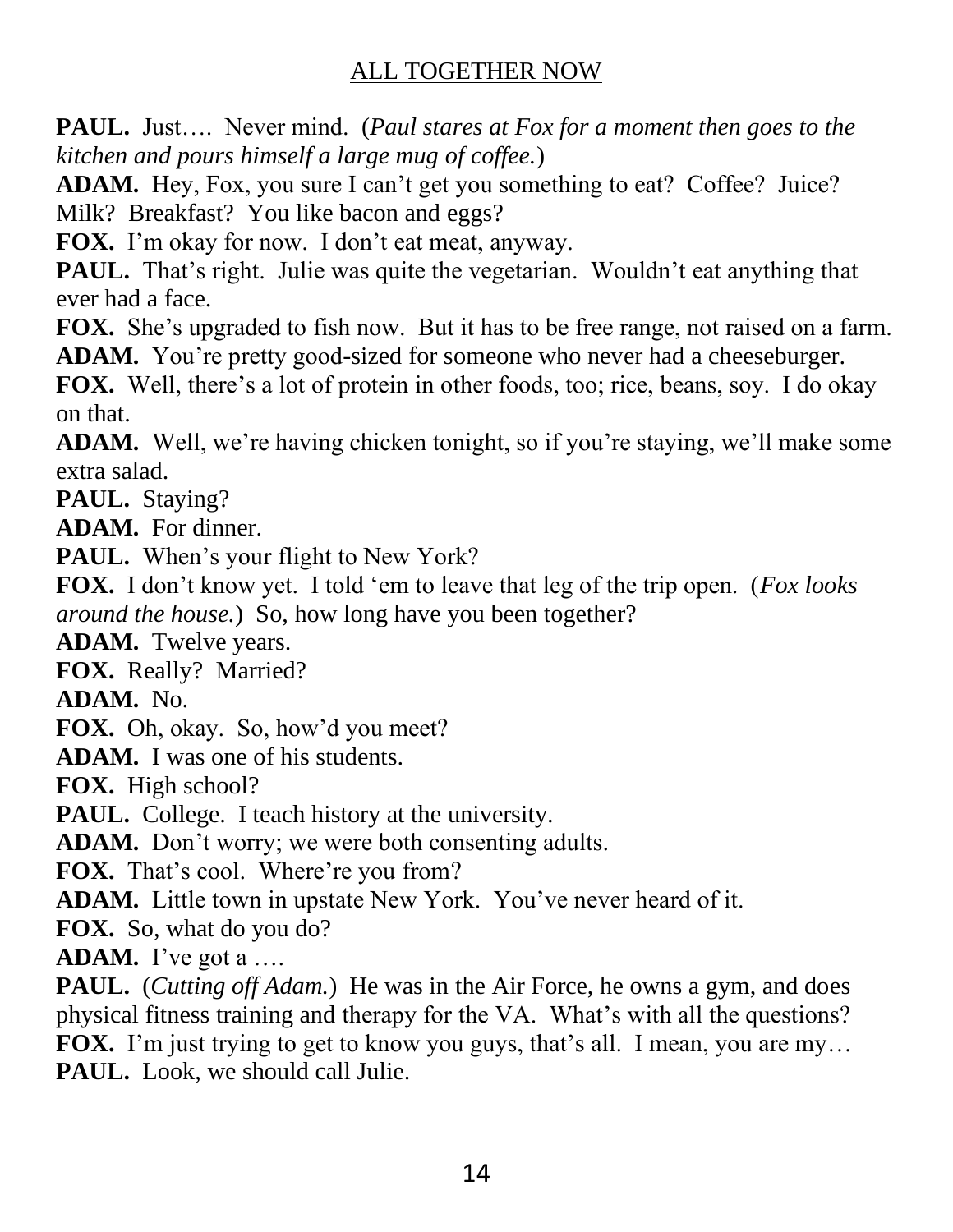**PAUL.** Just…. Never mind. (*Paul stares at Fox for a moment then goes to the kitchen and pours himself a large mug of coffee.*)

**ADAM.** Hey, Fox, you sure I can't get you something to eat? Coffee? Juice? Milk? Breakfast? You like bacon and eggs?

**FOX.** I'm okay for now. I don't eat meat, anyway.

**PAUL.** That's right. Julie was quite the vegetarian. Wouldn't eat anything that ever had a face.

**FOX.** She's upgraded to fish now. But it has to be free range, not raised on a farm.

**ADAM.** You're pretty good-sized for someone who never had a cheeseburger.

**FOX.** Well, there's a lot of protein in other foods, too; rice, beans, soy. I do okay on that.

**ADAM.** Well, we're having chicken tonight, so if you're staying, we'll make some extra salad.

**PAUL.** Staying?

**ADAM.** For dinner.

**PAUL.** When's your flight to New York?

**FOX.** I don't know yet. I told 'em to leave that leg of the trip open. (*Fox looks around the house.*) So, how long have you been together?

**ADAM.** Twelve years.

**FOX.** Really? Married?

**ADAM.** No.

**FOX.** Oh, okay. So, how'd you meet?

**ADAM.** I was one of his students.

**FOX.** High school?

**PAUL.** College. I teach history at the university.

**ADAM.** Don't worry; we were both consenting adults.

**FOX.** That's cool. Where're you from?

**ADAM.** Little town in upstate New York. You've never heard of it.

**FOX.** So, what do you do?

**ADAM.** I've got a ….

**PAUL.** (*Cutting off Adam.*) He was in the Air Force, he owns a gym, and does physical fitness training and therapy for the VA. What's with all the questions?

**FOX.** I'm just trying to get to know you guys, that's all. I mean, you are my…

**PAUL.** Look, we should call Julie.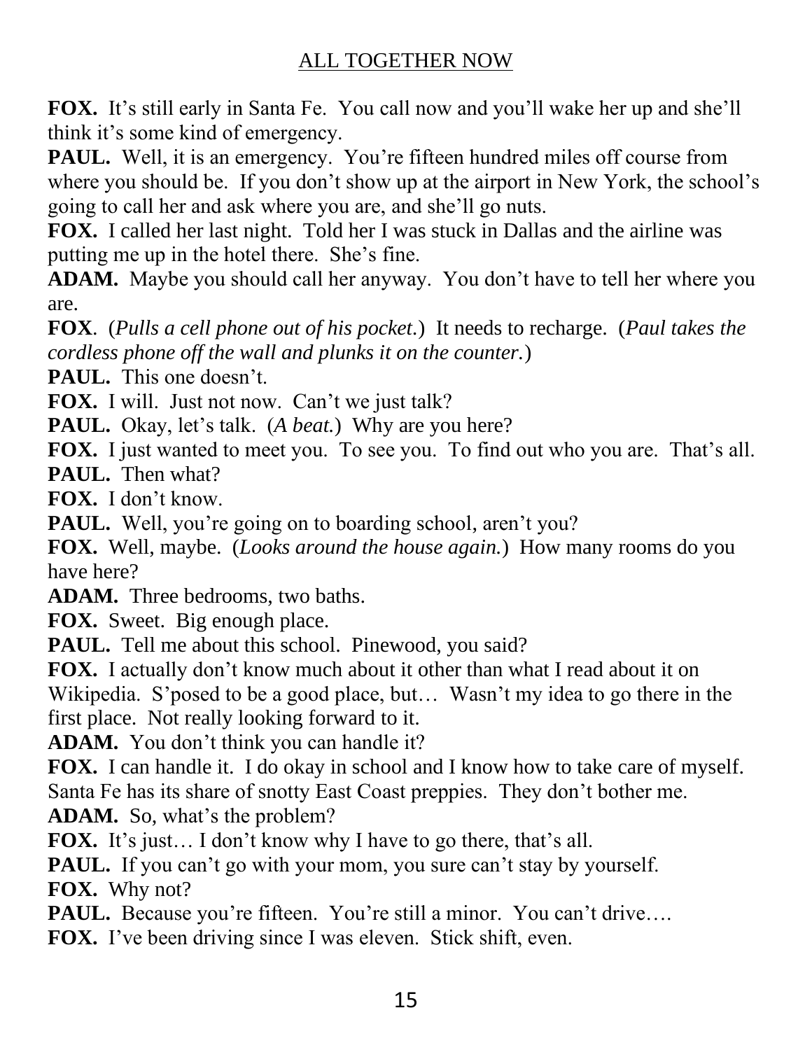**FOX.** It's still early in Santa Fe. You call now and you'll wake her up and she'll think it's some kind of emergency.

**PAUL.** Well, it is an emergency. You're fifteen hundred miles off course from where you should be. If you don't show up at the airport in New York, the school's going to call her and ask where you are, and she'll go nuts.

**FOX.** I called her last night. Told her I was stuck in Dallas and the airline was putting me up in the hotel there. She's fine.

**ADAM.** Maybe you should call her anyway. You don't have to tell her where you are.

**FOX**. (*Pulls a cell phone out of his pocket.*) It needs to recharge. (*Paul takes the cordless phone off the wall and plunks it on the counter.*)

**PAUL.** This one doesn't.

**FOX.** I will. Just not now. Can't we just talk?

**PAUL.** Okay, let's talk. (*A beat.*) Why are you here?

**FOX.** I just wanted to meet you. To see you. To find out who you are. That's all.

**PAUL.** Then what?

**FOX.** I don't know.

**PAUL.** Well, you're going on to boarding school, aren't you?

**FOX.** Well, maybe. (*Looks around the house again.*) How many rooms do you have here?

**ADAM.** Three bedrooms, two baths.

**FOX.** Sweet. Big enough place.

**PAUL.** Tell me about this school. Pinewood, you said?

**FOX.** I actually don't know much about it other than what I read about it on Wikipedia. S'posed to be a good place, but… Wasn't my idea to go there in the first place. Not really looking forward to it.

**ADAM.** You don't think you can handle it?

**FOX.** I can handle it. I do okay in school and I know how to take care of myself. Santa Fe has its share of snotty East Coast preppies. They don't bother me.

**ADAM.** So, what's the problem?

**FOX.** It's just… I don't know why I have to go there, that's all.

**PAUL.** If you can't go with your mom, you sure can't stay by yourself.

**FOX.** Why not?

**PAUL.** Because you're fifteen. You're still a minor. You can't drive….

**FOX.** I've been driving since I was eleven. Stick shift, even.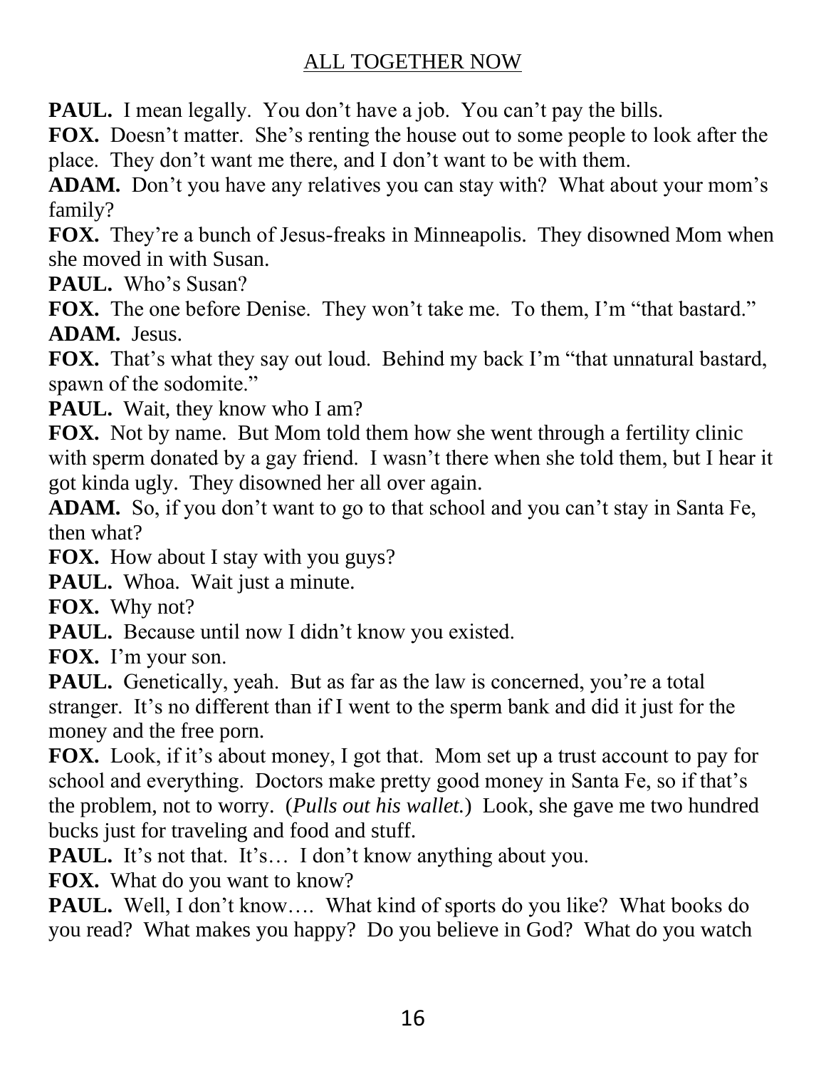**PAUL.** I mean legally. You don't have a job. You can't pay the bills.

**FOX.** Doesn't matter. She's renting the house out to some people to look after the place. They don't want me there, and I don't want to be with them.

**ADAM.** Don't you have any relatives you can stay with? What about your mom's family?

**FOX.** They're a bunch of Jesus-freaks in Minneapolis. They disowned Mom when she moved in with Susan.

**PAUL.** Who's Susan?

**FOX.** The one before Denise. They won't take me. To them, I'm "that bastard."

**ADAM.** Jesus.

**FOX.** That's what they say out loud. Behind my back I'm "that unnatural bastard, spawn of the sodomite."

**PAUL.** Wait, they know who I am?

**FOX.** Not by name. But Mom told them how she went through a fertility clinic with sperm donated by a gay friend. I wasn't there when she told them, but I hear it got kinda ugly. They disowned her all over again.

**ADAM.** So, if you don't want to go to that school and you can't stay in Santa Fe, then what?

**FOX.** How about I stay with you guys?

**PAUL.** Whoa. Wait just a minute.

**FOX.** Why not?

**PAUL.** Because until now I didn't know you existed.

**FOX.** I'm your son.

**PAUL.** Genetically, yeah. But as far as the law is concerned, you're a total stranger. It's no different than if I went to the sperm bank and did it just for the money and the free porn.

**FOX.** Look, if it's about money, I got that. Mom set up a trust account to pay for school and everything. Doctors make pretty good money in Santa Fe, so if that's the problem, not to worry. (*Pulls out his wallet.*) Look, she gave me two hundred bucks just for traveling and food and stuff.

**PAUL.** It's not that. It's… I don't know anything about you.

**FOX.** What do you want to know?

**PAUL.** Well, I don't know…. What kind of sports do you like? What books do you read? What makes you happy? Do you believe in God? What do you watch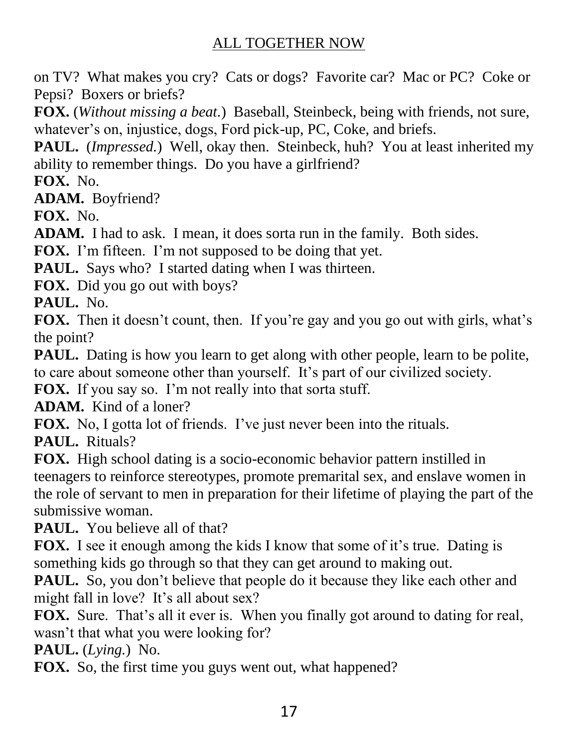on TV? What makes you cry? Cats or dogs? Favorite car? Mac or PC? Coke or Pepsi? Boxers or briefs?

**FOX.** (*Without missing a beat.*) Baseball, Steinbeck, being with friends, not sure, whatever's on, injustice, dogs, Ford pick-up, PC, Coke, and briefs.

**PAUL.** (*Impressed.*) Well, okay then. Steinbeck, huh? You at least inherited my ability to remember things. Do you have a girlfriend?

**FOX.** No.

**ADAM.** Boyfriend?

**FOX.** No.

**ADAM.** I had to ask. I mean, it does sorta run in the family. Both sides.

**FOX.** I'm fifteen. I'm not supposed to be doing that yet.

**PAUL.** Says who? I started dating when I was thirteen.

**FOX.** Did you go out with boys?

**PAUL.** No.

**FOX.** Then it doesn't count, then. If you're gay and you go out with girls, what's the point?

**PAUL.** Dating is how you learn to get along with other people, learn to be polite, to care about someone other than yourself. It's part of our civilized society.

**FOX.** If you say so. I'm not really into that sorta stuff.

**ADAM.** Kind of a loner?

**FOX.** No, I gotta lot of friends. I've just never been into the rituals.

**PAUL.** Rituals?

**FOX.** High school dating is a socio-economic behavior pattern instilled in teenagers to reinforce stereotypes, promote premarital sex, and enslave women in the role of servant to men in preparation for their lifetime of playing the part of the submissive woman.

**PAUL.** You believe all of that?

**FOX.** I see it enough among the kids I know that some of it's true. Dating is something kids go through so that they can get around to making out.

**PAUL.** So, you don't believe that people do it because they like each other and might fall in love? It's all about sex?

**FOX.** Sure. That's all it ever is. When you finally got around to dating for real, wasn't that what you were looking for?

**PAUL.** (*Lying.*) No.

**FOX.** So, the first time you guys went out, what happened?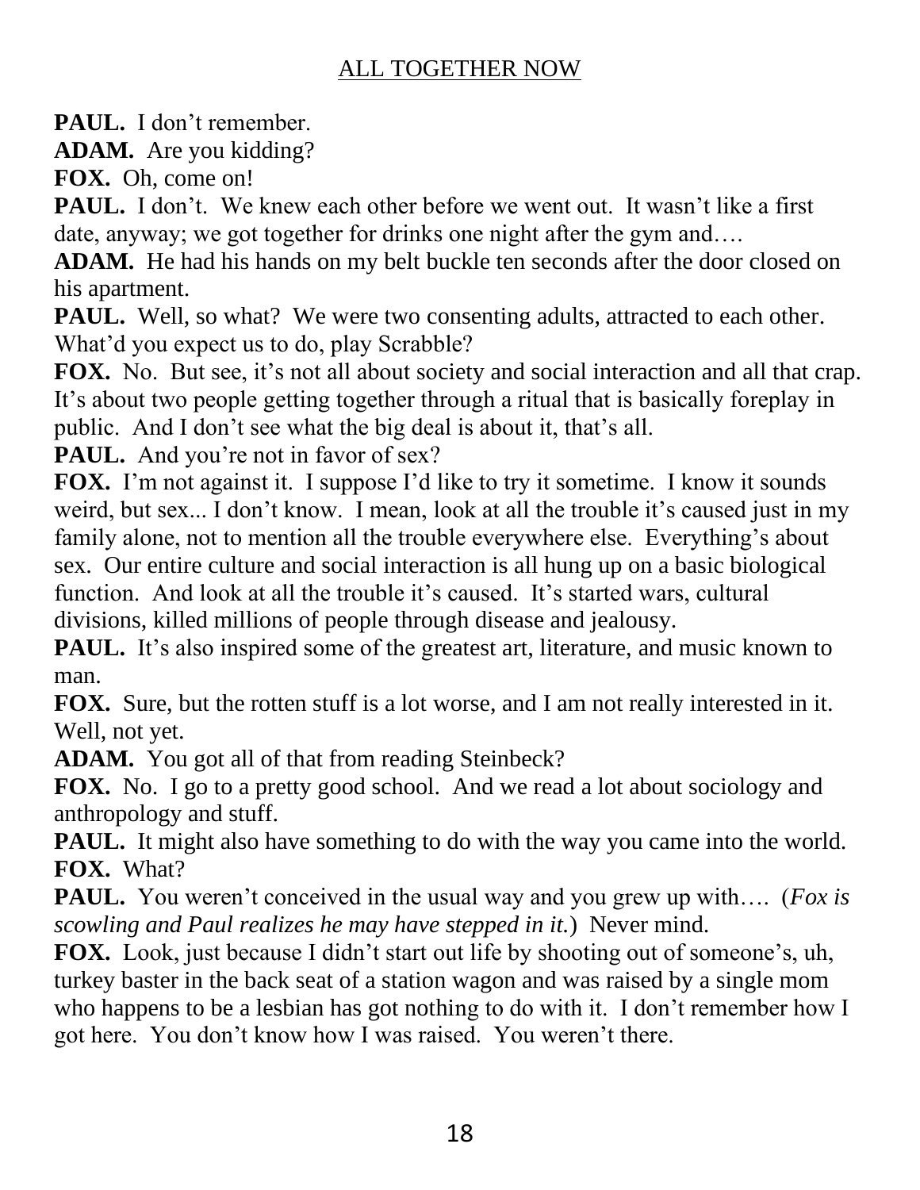**PAUL.** I don't remember.

**ADAM.** Are you kidding?

**FOX.** Oh, come on!

**PAUL.** I don't. We knew each other before we went out. It wasn't like a first date, anyway; we got together for drinks one night after the gym and….

**ADAM.** He had his hands on my belt buckle ten seconds after the door closed on his apartment.

**PAUL.** Well, so what? We were two consenting adults, attracted to each other. What'd you expect us to do, play Scrabble?

**FOX.** No. But see, it's not all about society and social interaction and all that crap. It's about two people getting together through a ritual that is basically foreplay in public. And I don't see what the big deal is about it, that's all.

**PAUL.** And you're not in favor of sex?

**FOX.** I'm not against it. I suppose I'd like to try it sometime. I know it sounds weird, but sex... I don't know. I mean, look at all the trouble it's caused just in my family alone, not to mention all the trouble everywhere else. Everything's about sex. Our entire culture and social interaction is all hung up on a basic biological function. And look at all the trouble it's caused. It's started wars, cultural divisions, killed millions of people through disease and jealousy.

**PAUL.** It's also inspired some of the greatest art, literature, and music known to man.

**FOX.** Sure, but the rotten stuff is a lot worse, and I am not really interested in it. Well, not yet.

**ADAM.** You got all of that from reading Steinbeck?

**FOX.** No. I go to a pretty good school. And we read a lot about sociology and anthropology and stuff.

**PAUL.** It might also have something to do with the way you came into the world.

**FOX.** What?

**PAUL.** You weren't conceived in the usual way and you grew up with…. (*Fox is scowling and Paul realizes he may have stepped in it.*) Never mind.

**FOX.** Look, just because I didn't start out life by shooting out of someone's, uh, turkey baster in the back seat of a station wagon and was raised by a single mom who happens to be a lesbian has got nothing to do with it. I don't remember how I got here. You don't know how I was raised. You weren't there.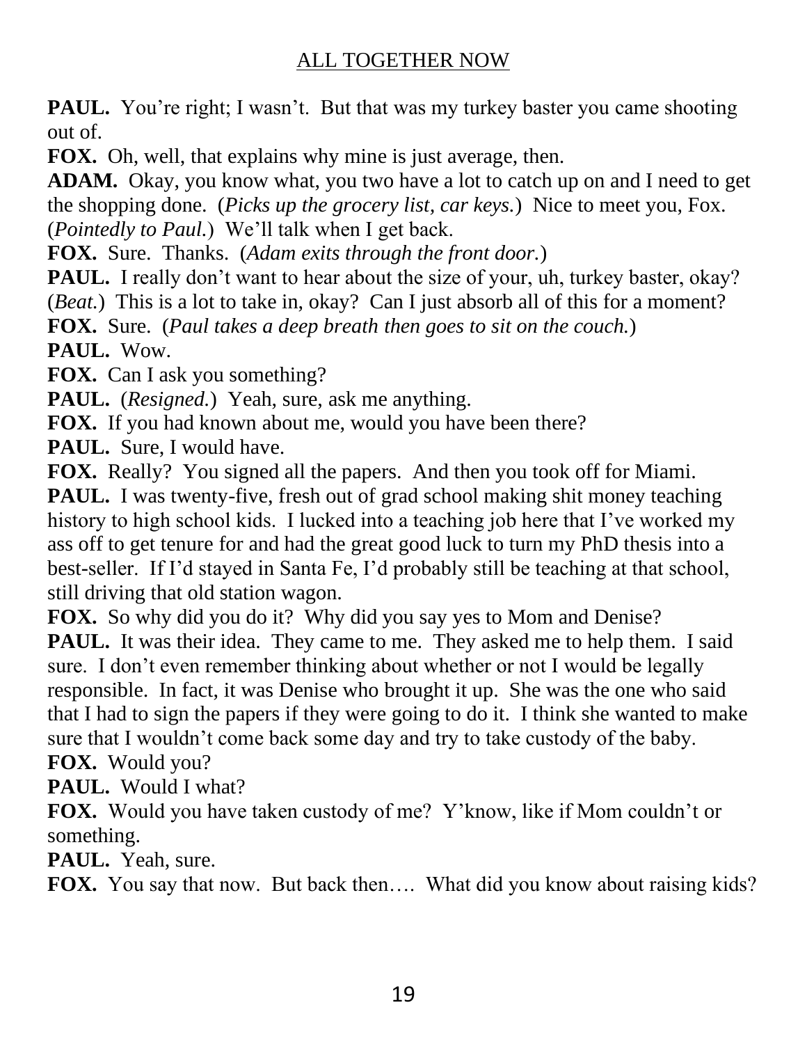**PAUL.** You're right; I wasn't. But that was my turkey baster you came shooting out of.

**FOX.** Oh, well, that explains why mine is just average, then.

**ADAM.** Okay, you know what, you two have a lot to catch up on and I need to get the shopping done. (*Picks up the grocery list, car keys.*) Nice to meet you, Fox. (*Pointedly to Paul.*) We'll talk when I get back.

**FOX.** Sure. Thanks. (*Adam exits through the front door.*)

**PAUL.** I really don't want to hear about the size of your, uh, turkey baster, okay? (*Beat.*) This is a lot to take in, okay? Can I just absorb all of this for a moment?

**FOX.** Sure. (*Paul takes a deep breath then goes to sit on the couch.*)

**PAUL.** Wow.

**FOX.** Can I ask you something?

**PAUL.** (*Resigned.*) Yeah, sure, ask me anything.

**FOX.** If you had known about me, would you have been there?

**PAUL.** Sure, I would have.

**FOX.** Really? You signed all the papers. And then you took off for Miami.

**PAUL.** I was twenty-five, fresh out of grad school making shit money teaching history to high school kids. I lucked into a teaching job here that I've worked my ass off to get tenure for and had the great good luck to turn my PhD thesis into a best-seller. If I'd stayed in Santa Fe, I'd probably still be teaching at that school, still driving that old station wagon.

**FOX.** So why did you do it? Why did you say yes to Mom and Denise?

**PAUL.** It was their idea. They came to me. They asked me to help them. I said sure. I don't even remember thinking about whether or not I would be legally responsible. In fact, it was Denise who brought it up. She was the one who said that I had to sign the papers if they were going to do it. I think she wanted to make sure that I wouldn't come back some day and try to take custody of the baby.

**FOX.** Would you?

**PAUL.** Would I what?

**FOX.** Would you have taken custody of me? Y'know, like if Mom couldn't or something.

**PAUL.** Yeah, sure.

**FOX.** You say that now. But back then…. What did you know about raising kids?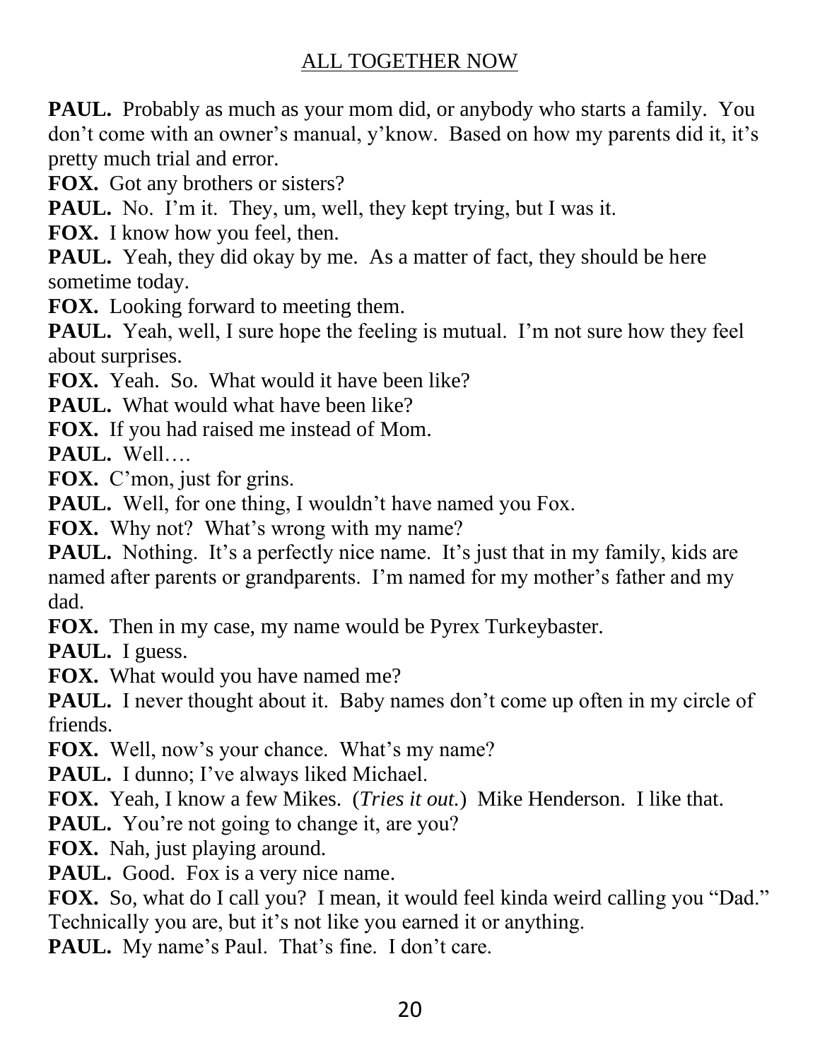**PAUL.** Probably as much as your mom did, or anybody who starts a family. You don't come with an owner's manual, y'know. Based on how my parents did it, it's pretty much trial and error.

**FOX.** Got any brothers or sisters?

**PAUL.** No. I'm it. They, um, well, they kept trying, but I was it.

**FOX.** I know how you feel, then.

**PAUL.** Yeah, they did okay by me. As a matter of fact, they should be here sometime today.

**FOX.** Looking forward to meeting them.

**PAUL.** Yeah, well, I sure hope the feeling is mutual. I'm not sure how they feel about surprises.

**FOX.** Yeah. So. What would it have been like?

**PAUL.** What would what have been like?

**FOX.** If you had raised me instead of Mom.

**PAUL.** Well….

**FOX.** C'mon, just for grins.

**PAUL.** Well, for one thing, I wouldn't have named you Fox.

**FOX.** Why not? What's wrong with my name?

**PAUL.** Nothing. It's a perfectly nice name. It's just that in my family, kids are named after parents or grandparents. I'm named for my mother's father and my dad.

**FOX.** Then in my case, my name would be Pyrex Turkeybaster.

**PAUL.** I guess.

**FOX.** What would you have named me?

**PAUL.** I never thought about it. Baby names don't come up often in my circle of friends.

**FOX.** Well, now's your chance. What's my name?

**PAUL.** I dunno; I've always liked Michael.

**FOX.** Yeah, I know a few Mikes. (*Tries it out.*) Mike Henderson. I like that.

**PAUL.** You're not going to change it, are you?

**FOX.** Nah, just playing around.

**PAUL.** Good. Fox is a very nice name.

**FOX.** So, what do I call you? I mean, it would feel kinda weird calling you "Dad." Technically you are, but it's not like you earned it or anything.

**PAUL.** My name's Paul. That's fine. I don't care.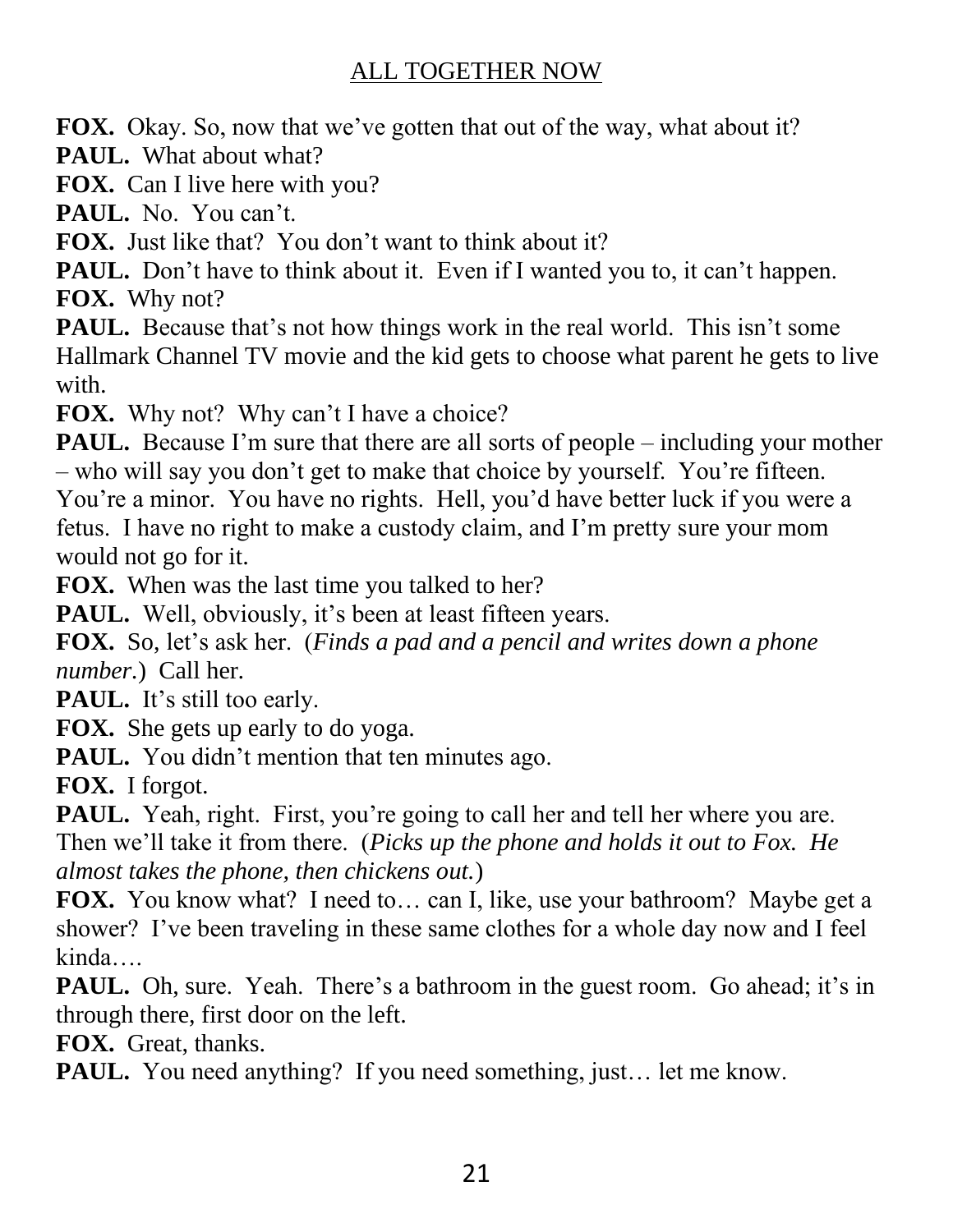**FOX.** Okay. So, now that we've gotten that out of the way, what about it?
**PAUL.** What about what?
**FOX.** Can I live here with you?
**PAUL.** No. You can't.
**FOX.** Just like that? You don't want to think about it?
**PAUL.** Don't have to think about it. Even if I wanted you to, it can't happen.
**FOX.** Why not?
**PAUL.** Because that's not how things work in the real world. This isn't some Hallmark Channel TV movie and the kid gets to choose what parent he gets to live with.
**FOX.** Why not? Why can't I have a choice?
**PAUL.** Because I'm sure that there are all sorts of people – including your mother – who will say you don't get to make that choice by yourself. You're fifteen. You're a minor. You have no rights. Hell, you'd have better luck if you were a fetus. I have no right to make a custody claim, and I'm pretty sure your mom would not go for it.
**FOX.** When was the last time you talked to her?
**PAUL.** Well, obviously, it's been at least fifteen years.
**FOX.** So, let's ask her. (*Finds a pad and a pencil and writes down a phone number.*) Call her.
**PAUL.** It's still too early.
**FOX.** She gets up early to do yoga.
**PAUL.** You didn't mention that ten minutes ago.
**FOX.** I forgot.
**PAUL.** Yeah, right. First, you're going to call her and tell her where you are. Then we'll take it from there. (*Picks up the phone and holds it out to Fox. He almost takes the phone, then chickens out.*)
**FOX.** You know what? I need to… can I, like, use your bathroom? Maybe get a shower? I've been traveling in these same clothes for a whole day now and I feel kinda….
**PAUL.** Oh, sure. Yeah. There's a bathroom in the guest room. Go ahead; it's in through there, first door on the left.
**FOX.** Great, thanks.
**PAUL.** You need anything? If you need something, just… let me know.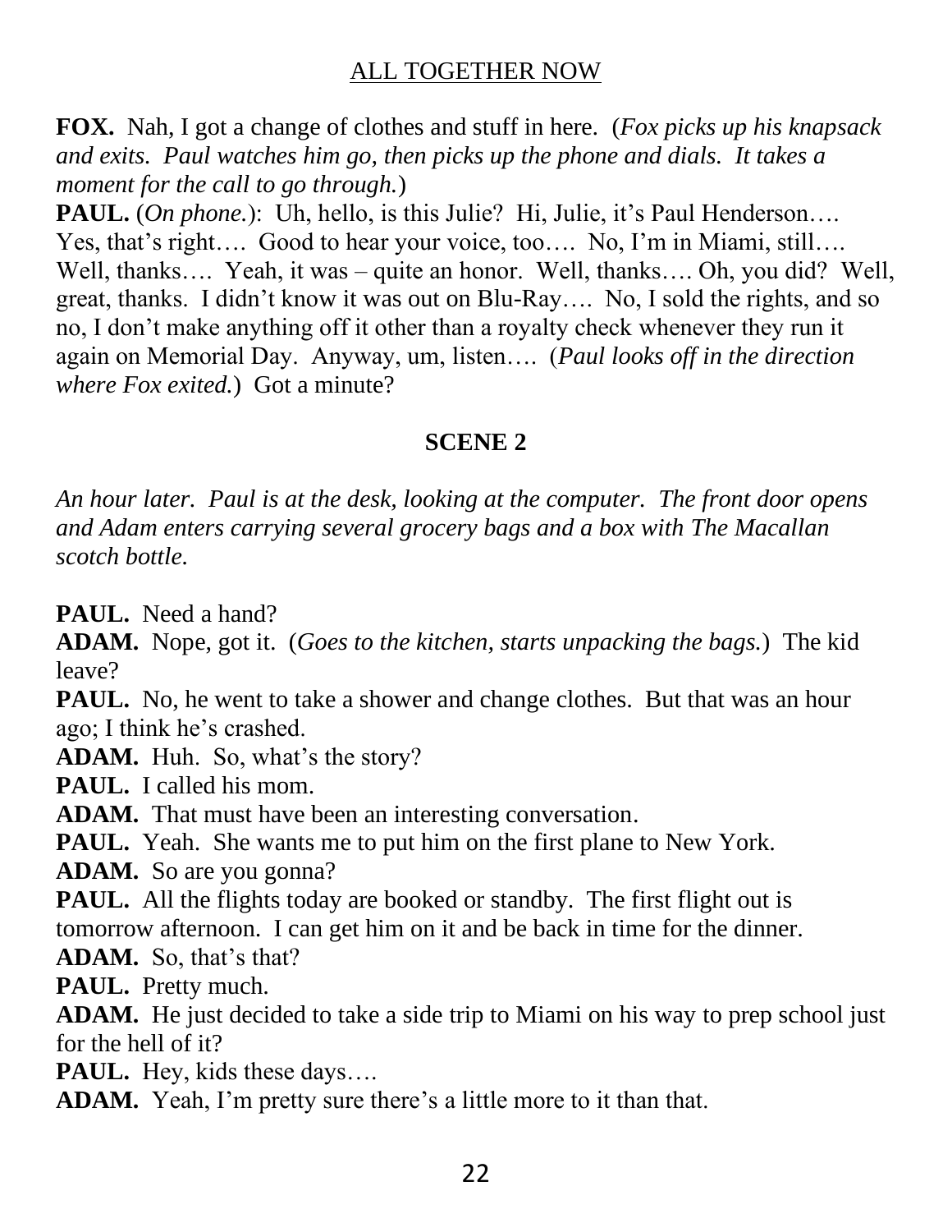**FOX.** Nah, I got a change of clothes and stuff in here. (*Fox picks up his knapsack and exits. Paul watches him go, then picks up the phone and dials. It takes a moment for the call to go through.*)

**PAUL.** (*On phone.*): Uh, hello, is this Julie? Hi, Julie, it's Paul Henderson…. Yes, that's right…. Good to hear your voice, too…. No, I'm in Miami, still…. Well, thanks…. Yeah, it was – quite an honor. Well, thanks…. Oh, you did? Well, great, thanks. I didn't know it was out on Blu-Ray…. No, I sold the rights, and so no, I don't make anything off it other than a royalty check whenever they run it again on Memorial Day. Anyway, um, listen…. (*Paul looks off in the direction where Fox exited.*) Got a minute?

## SCENE 2

*An hour later. Paul is at the desk, looking at the computer. The front door opens and Adam enters carrying several grocery bags and a box with The Macallan scotch bottle.*

**PAUL.** Need a hand?

**ADAM.** Nope, got it. (*Goes to the kitchen, starts unpacking the bags.*) The kid leave?

**PAUL.** No, he went to take a shower and change clothes. But that was an hour ago; I think he's crashed.

**ADAM.** Huh. So, what's the story?

**PAUL.** I called his mom.

**ADAM.** That must have been an interesting conversation.

**PAUL.** Yeah. She wants me to put him on the first plane to New York.

**ADAM.** So are you gonna?

**PAUL.** All the flights today are booked or standby. The first flight out is tomorrow afternoon. I can get him on it and be back in time for the dinner.

**ADAM.** So, that's that?

**PAUL.** Pretty much.

**ADAM.** He just decided to take a side trip to Miami on his way to prep school just for the hell of it?

**PAUL.** Hey, kids these days….

**ADAM.** Yeah, I'm pretty sure there's a little more to it than that.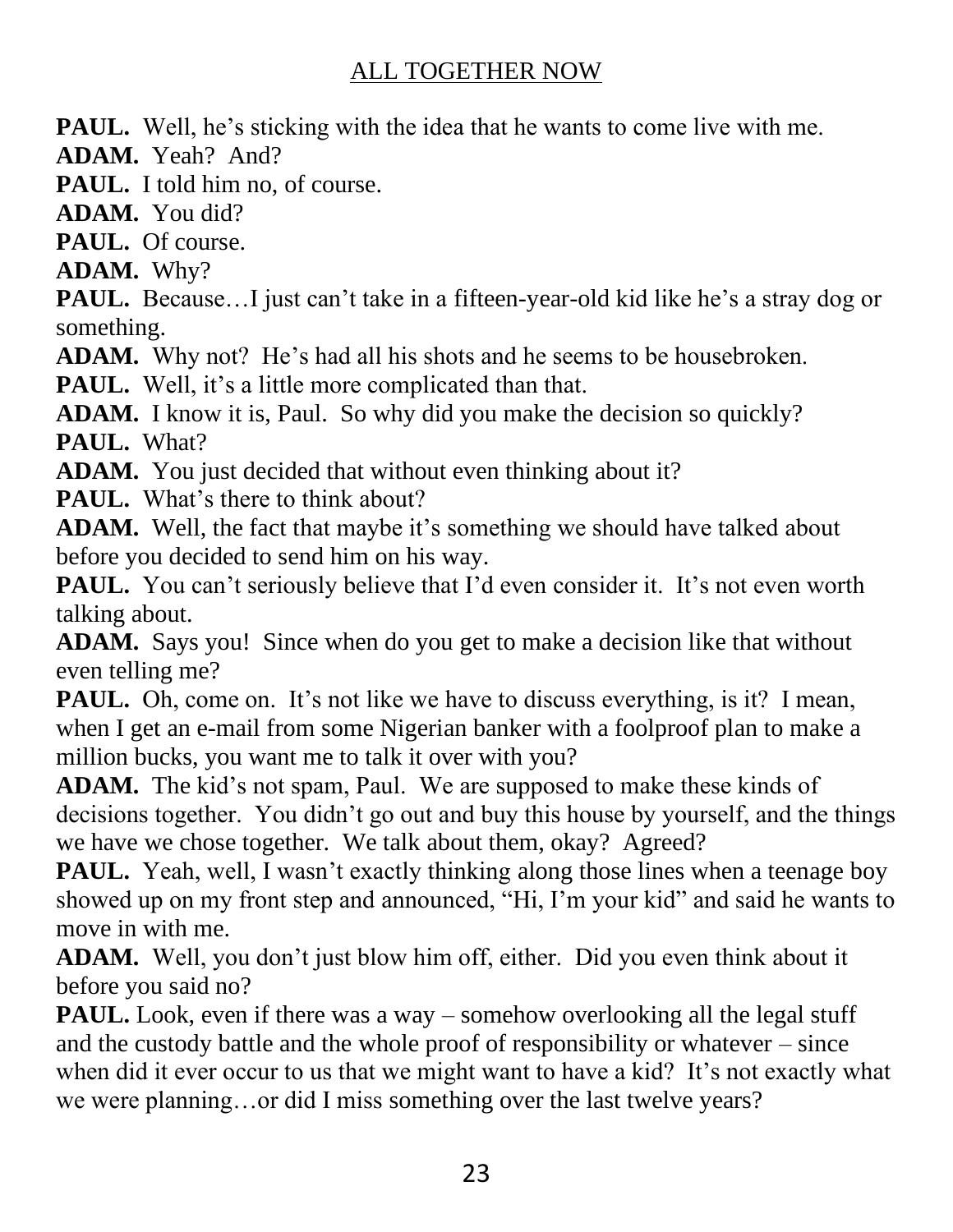**PAUL.** Well, he's sticking with the idea that he wants to come live with me.

**ADAM.** Yeah? And?

**PAUL.** I told him no, of course.

**ADAM.** You did?

**PAUL.** Of course.

**ADAM.** Why?

**PAUL.** Because…I just can't take in a fifteen-year-old kid like he's a stray dog or something.

**ADAM.** Why not? He's had all his shots and he seems to be housebroken.

**PAUL.** Well, it's a little more complicated than that.

**ADAM.** I know it is, Paul. So why did you make the decision so quickly?

**PAUL.** What?

**ADAM.** You just decided that without even thinking about it?

**PAUL.** What's there to think about?

**ADAM.** Well, the fact that maybe it's something we should have talked about before you decided to send him on his way.

**PAUL.** You can't seriously believe that I'd even consider it. It's not even worth talking about.

**ADAM.** Says you! Since when do you get to make a decision like that without even telling me?

**PAUL.** Oh, come on. It's not like we have to discuss everything, is it? I mean, when I get an e-mail from some Nigerian banker with a foolproof plan to make a million bucks, you want me to talk it over with you?

**ADAM.** The kid's not spam, Paul. We are supposed to make these kinds of decisions together. You didn't go out and buy this house by yourself, and the things we have we chose together. We talk about them, okay? Agreed?

**PAUL.** Yeah, well, I wasn't exactly thinking along those lines when a teenage boy showed up on my front step and announced, "Hi, I'm your kid" and said he wants to move in with me.

**ADAM.** Well, you don't just blow him off, either. Did you even think about it before you said no?

**PAUL.** Look, even if there was a way – somehow overlooking all the legal stuff and the custody battle and the whole proof of responsibility or whatever – since when did it ever occur to us that we might want to have a kid? It's not exactly what we were planning…or did I miss something over the last twelve years?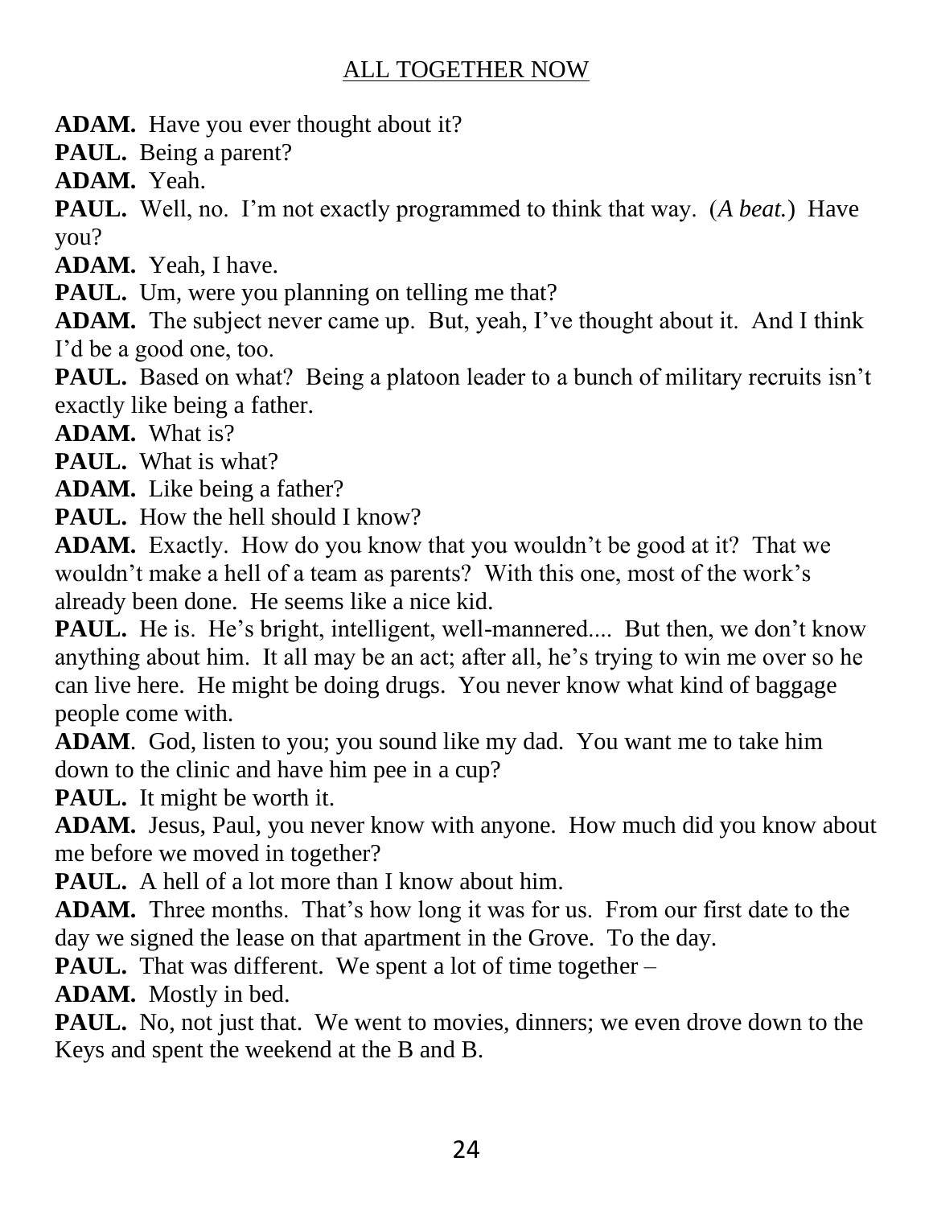**ADAM.** Have you ever thought about it?

**PAUL.** Being a parent?

**ADAM.** Yeah.

**PAUL.** Well, no. I'm not exactly programmed to think that way. (*A beat.*) Have you?

**ADAM.** Yeah, I have.

**PAUL.** Um, were you planning on telling me that?

**ADAM.** The subject never came up. But, yeah, I've thought about it. And I think I'd be a good one, too.

**PAUL.** Based on what? Being a platoon leader to a bunch of military recruits isn't exactly like being a father.

**ADAM.** What is?

**PAUL.** What is what?

**ADAM.** Like being a father?

**PAUL.** How the hell should I know?

**ADAM.** Exactly. How do you know that you wouldn't be good at it? That we wouldn't make a hell of a team as parents? With this one, most of the work's already been done. He seems like a nice kid.

**PAUL.** He is. He's bright, intelligent, well-mannered.... But then, we don't know anything about him. It all may be an act; after all, he's trying to win me over so he can live here. He might be doing drugs. You never know what kind of baggage people come with.

**ADAM**. God, listen to you; you sound like my dad. You want me to take him down to the clinic and have him pee in a cup?

**PAUL.** It might be worth it.

**ADAM.** Jesus, Paul, you never know with anyone. How much did you know about me before we moved in together?

**PAUL.** A hell of a lot more than I know about him.

**ADAM.** Three months. That's how long it was for us. From our first date to the day we signed the lease on that apartment in the Grove. To the day.

**PAUL.** That was different. We spent a lot of time together –

**ADAM.** Mostly in bed.

**PAUL.** No, not just that. We went to movies, dinners; we even drove down to the Keys and spent the weekend at the B and B.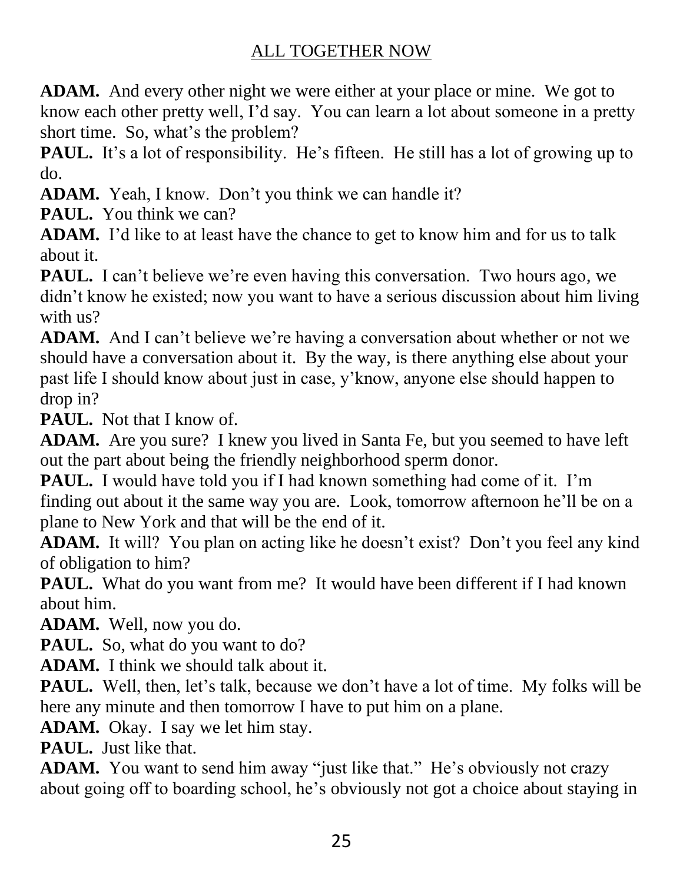**ADAM.** And every other night we were either at your place or mine. We got to know each other pretty well, I'd say. You can learn a lot about someone in a pretty short time. So, what's the problem?

**PAUL.** It's a lot of responsibility. He's fifteen. He still has a lot of growing up to do.

**ADAM.** Yeah, I know. Don't you think we can handle it?

**PAUL.** You think we can?

**ADAM.** I'd like to at least have the chance to get to know him and for us to talk about it.

**PAUL.** I can't believe we're even having this conversation. Two hours ago, we didn't know he existed; now you want to have a serious discussion about him living with us?

**ADAM.** And I can't believe we're having a conversation about whether or not we should have a conversation about it. By the way, is there anything else about your past life I should know about just in case, y'know, anyone else should happen to drop in?

**PAUL.** Not that I know of.

**ADAM.** Are you sure? I knew you lived in Santa Fe, but you seemed to have left out the part about being the friendly neighborhood sperm donor.

**PAUL.** I would have told you if I had known something had come of it. I'm finding out about it the same way you are. Look, tomorrow afternoon he'll be on a plane to New York and that will be the end of it.

**ADAM.** It will? You plan on acting like he doesn't exist? Don't you feel any kind of obligation to him?

**PAUL.** What do you want from me? It would have been different if I had known about him.

**ADAM.** Well, now you do.

**PAUL.** So, what do you want to do?

**ADAM.** I think we should talk about it.

**PAUL.** Well, then, let's talk, because we don't have a lot of time. My folks will be here any minute and then tomorrow I have to put him on a plane.

**ADAM.** Okay. I say we let him stay.

**PAUL.** Just like that.

**ADAM.** You want to send him away "just like that." He's obviously not crazy about going off to boarding school, he's obviously not got a choice about staying in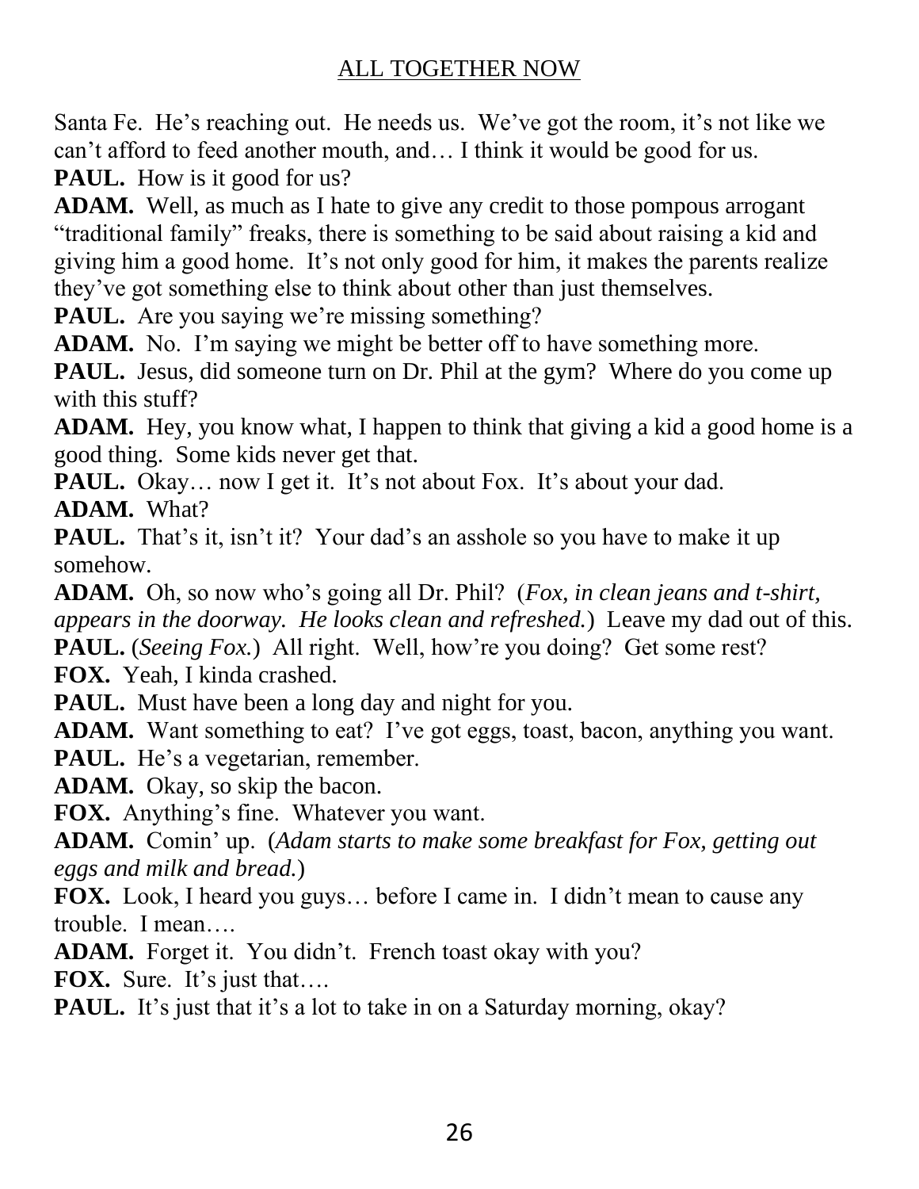Santa Fe. He's reaching out. He needs us. We've got the room, it's not like we can't afford to feed another mouth, and… I think it would be good for us.

**PAUL.** How is it good for us?

**ADAM.** Well, as much as I hate to give any credit to those pompous arrogant "traditional family" freaks, there is something to be said about raising a kid and giving him a good home. It's not only good for him, it makes the parents realize they've got something else to think about other than just themselves.

**PAUL.** Are you saying we're missing something?

**ADAM.** No. I'm saying we might be better off to have something more.

**PAUL.** Jesus, did someone turn on Dr. Phil at the gym? Where do you come up with this stuff?

**ADAM.** Hey, you know what, I happen to think that giving a kid a good home is a good thing. Some kids never get that.

**PAUL.** Okay… now I get it. It's not about Fox. It's about your dad.

**ADAM.** What?

**PAUL.** That's it, isn't it? Your dad's an asshole so you have to make it up somehow.

**ADAM.** Oh, so now who's going all Dr. Phil? (*Fox, in clean jeans and t-shirt, appears in the doorway. He looks clean and refreshed.*) Leave my dad out of this.

**PAUL.** (*Seeing Fox.*) All right. Well, how're you doing? Get some rest?

**FOX.** Yeah, I kinda crashed.

**PAUL.** Must have been a long day and night for you.

**ADAM.** Want something to eat? I've got eggs, toast, bacon, anything you want.

**PAUL.** He's a vegetarian, remember.

**ADAM.** Okay, so skip the bacon.

**FOX.** Anything's fine. Whatever you want.

**ADAM.** Comin' up. (*Adam starts to make some breakfast for Fox, getting out eggs and milk and bread.*)

**FOX.** Look, I heard you guys… before I came in. I didn't mean to cause any trouble. I mean….

**ADAM.** Forget it. You didn't. French toast okay with you?

**FOX.** Sure. It's just that….

**PAUL.** It's just that it's a lot to take in on a Saturday morning, okay?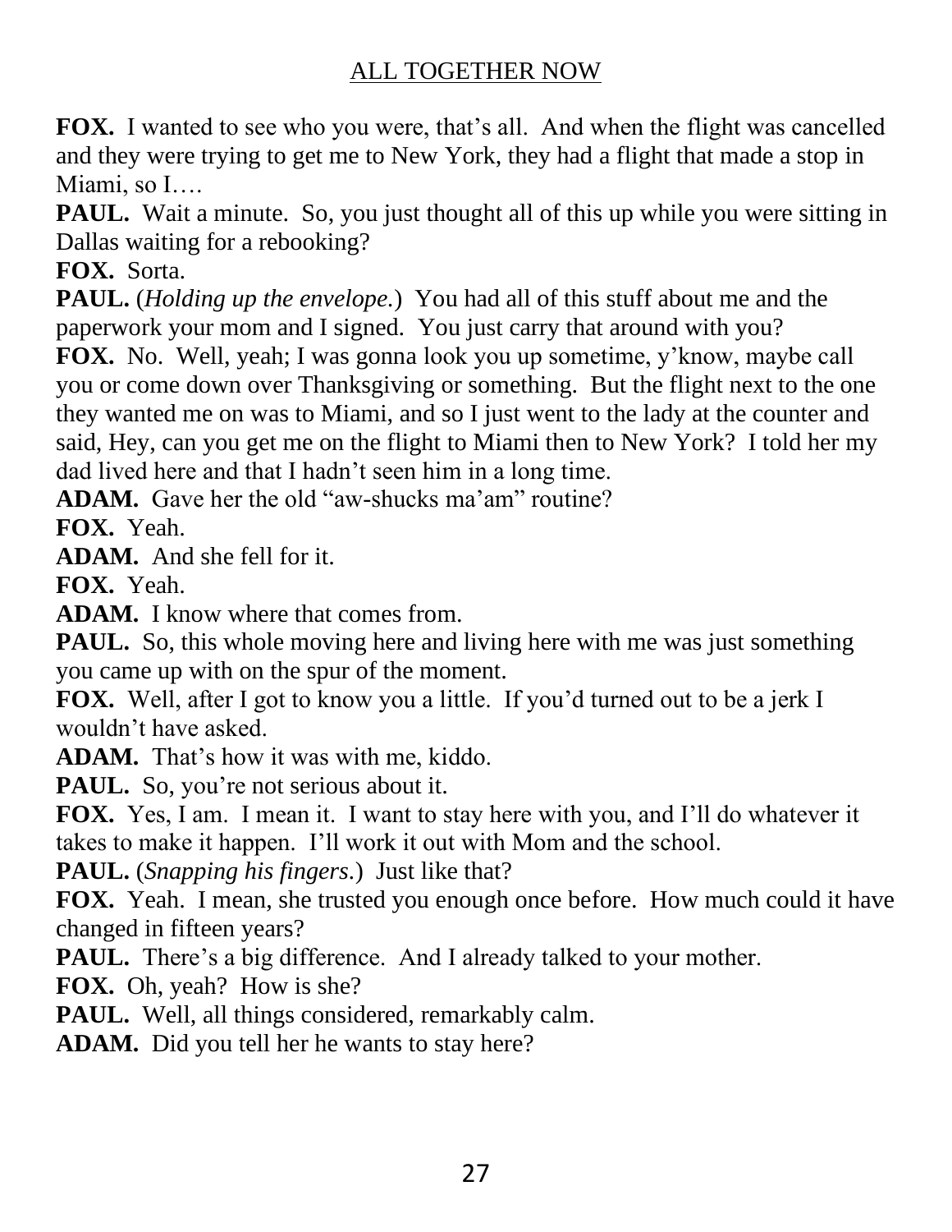**FOX.** I wanted to see who you were, that's all. And when the flight was cancelled and they were trying to get me to New York, they had a flight that made a stop in Miami, so I….

**PAUL.** Wait a minute. So, you just thought all of this up while you were sitting in Dallas waiting for a rebooking?

**FOX.** Sorta.

**PAUL.** (*Holding up the envelope.*) You had all of this stuff about me and the paperwork your mom and I signed. You just carry that around with you?

**FOX.** No. Well, yeah; I was gonna look you up sometime, y'know, maybe call you or come down over Thanksgiving or something. But the flight next to the one they wanted me on was to Miami, and so I just went to the lady at the counter and said, Hey, can you get me on the flight to Miami then to New York? I told her my dad lived here and that I hadn't seen him in a long time.

**ADAM.** Gave her the old "aw-shucks ma'am" routine?

**FOX.** Yeah.

**ADAM.** And she fell for it.

**FOX.** Yeah.

**ADAM.** I know where that comes from.

**PAUL.** So, this whole moving here and living here with me was just something you came up with on the spur of the moment.

**FOX.** Well, after I got to know you a little. If you'd turned out to be a jerk I wouldn't have asked.

**ADAM.** That's how it was with me, kiddo.

**PAUL.** So, you're not serious about it.

**FOX.** Yes, I am. I mean it. I want to stay here with you, and I'll do whatever it takes to make it happen. I'll work it out with Mom and the school.

**PAUL.** (*Snapping his fingers.*) Just like that?

**FOX.** Yeah. I mean, she trusted you enough once before. How much could it have changed in fifteen years?

**PAUL.** There's a big difference. And I already talked to your mother.

**FOX.** Oh, yeah? How is she?

**PAUL.** Well, all things considered, remarkably calm.

**ADAM.** Did you tell her he wants to stay here?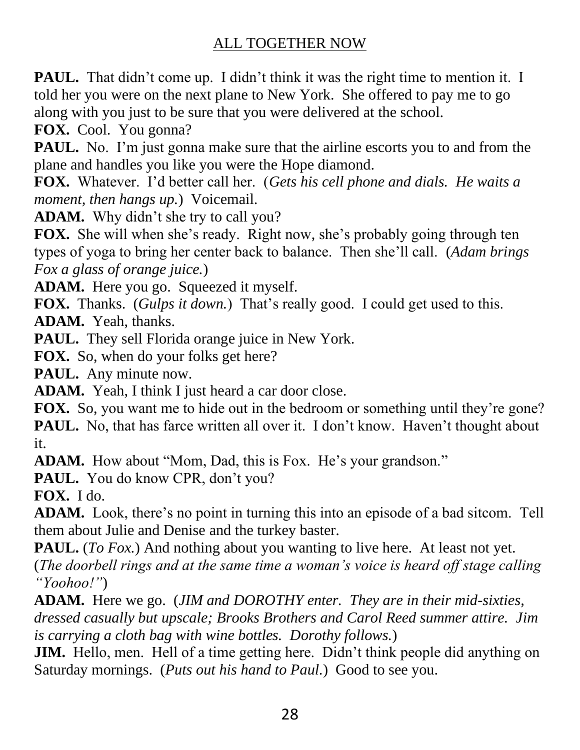**PAUL.** That didn't come up. I didn't think it was the right time to mention it. I told her you were on the next plane to New York. She offered to pay me to go along with you just to be sure that you were delivered at the school.

**FOX.** Cool. You gonna?

**PAUL.** No. I'm just gonna make sure that the airline escorts you to and from the plane and handles you like you were the Hope diamond.

**FOX.** Whatever. I'd better call her. (*Gets his cell phone and dials. He waits a moment, then hangs up.*) Voicemail.

**ADAM.** Why didn't she try to call you?

**FOX.** She will when she's ready. Right now, she's probably going through ten types of yoga to bring her center back to balance. Then she'll call. (*Adam brings Fox a glass of orange juice.*)

**ADAM.** Here you go. Squeezed it myself.

**FOX.** Thanks. (*Gulps it down.*) That's really good. I could get used to this.

**ADAM.** Yeah, thanks.

**PAUL.** They sell Florida orange juice in New York.

**FOX.** So, when do your folks get here?

**PAUL.** Any minute now.

**ADAM.** Yeah, I think I just heard a car door close.

**FOX.** So, you want me to hide out in the bedroom or something until they're gone?

**PAUL.** No, that has farce written all over it. I don't know. Haven't thought about it.

**ADAM.** How about "Mom, Dad, this is Fox. He's your grandson."

**PAUL.** You do know CPR, don't you?

**FOX.** I do.

**ADAM.** Look, there's no point in turning this into an episode of a bad sitcom. Tell them about Julie and Denise and the turkey baster.

**PAUL.** (*To Fox.*) And nothing about you wanting to live here. At least not yet. (*The doorbell rings and at the same time a woman's voice is heard off stage calling "Yoohoo!"*)

**ADAM.** Here we go. (*JIM and DOROTHY enter. They are in their mid-sixties, dressed casually but upscale; Brooks Brothers and Carol Reed summer attire. Jim is carrying a cloth bag with wine bottles. Dorothy follows.*)

**JIM.** Hello, men. Hell of a time getting here. Didn't think people did anything on Saturday mornings. (*Puts out his hand to Paul.*) Good to see you.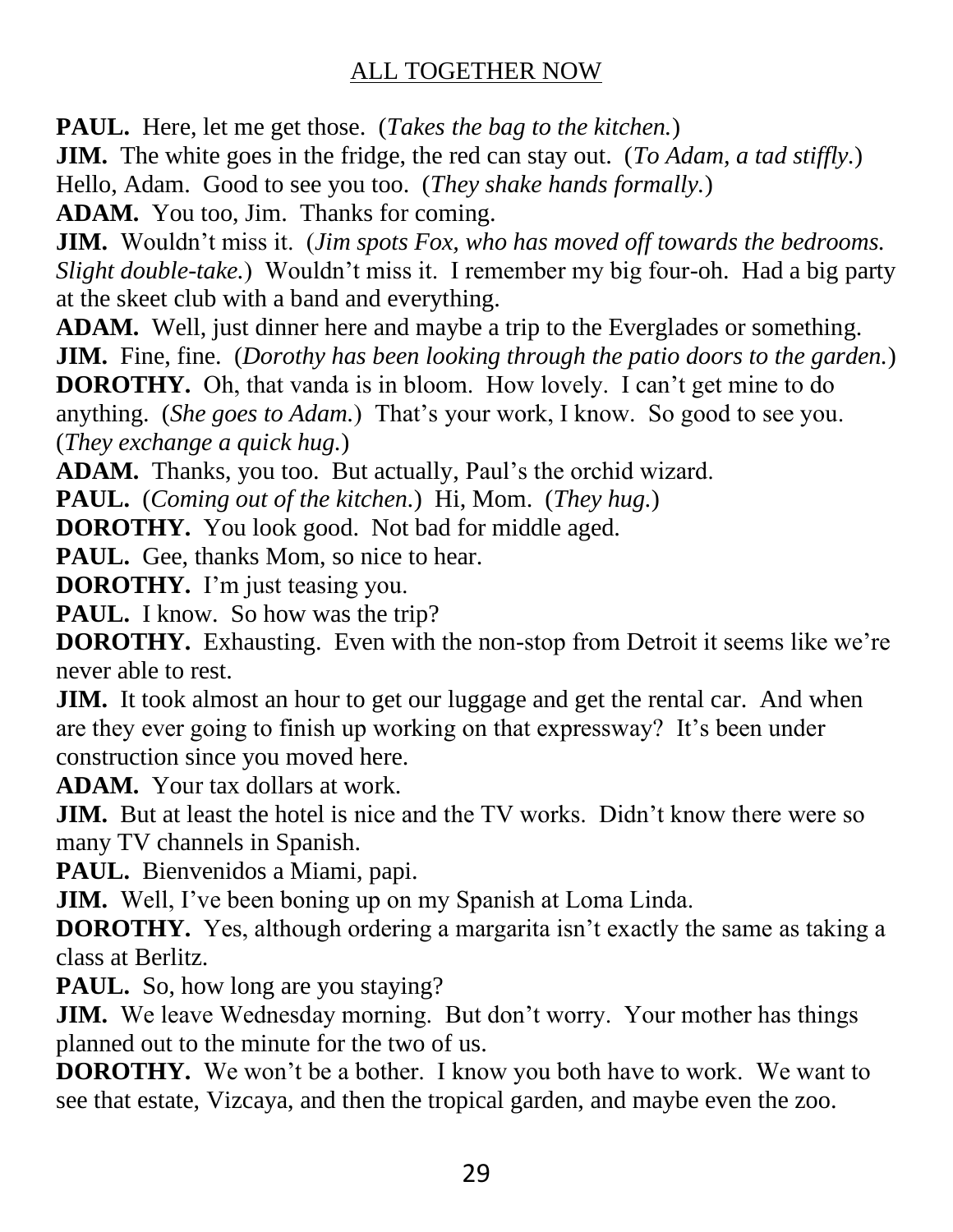**PAUL.** Here, let me get those. (*Takes the bag to the kitchen.*)

**JIM.** The white goes in the fridge, the red can stay out. (*To Adam, a tad stiffly.*) Hello, Adam. Good to see you too. (*They shake hands formally.*)

**ADAM.** You too, Jim. Thanks for coming.

**JIM.** Wouldn't miss it. (*Jim spots Fox, who has moved off towards the bedrooms. Slight double-take.*) Wouldn't miss it. I remember my big four-oh. Had a big party at the skeet club with a band and everything.

**ADAM.** Well, just dinner here and maybe a trip to the Everglades or something.

**JIM.** Fine, fine. (*Dorothy has been looking through the patio doors to the garden.*)

**DOROTHY.** Oh, that vanda is in bloom. How lovely. I can't get mine to do anything. (*She goes to Adam.*) That's your work, I know. So good to see you. (*They exchange a quick hug.*)

**ADAM.** Thanks, you too. But actually, Paul's the orchid wizard.

**PAUL.** (*Coming out of the kitchen.*) Hi, Mom. (*They hug.*)

**DOROTHY.** You look good. Not bad for middle aged.

**PAUL.** Gee, thanks Mom, so nice to hear.

**DOROTHY.** I'm just teasing you.

**PAUL.** I know. So how was the trip?

**DOROTHY.** Exhausting. Even with the non-stop from Detroit it seems like we're never able to rest.

**JIM.** It took almost an hour to get our luggage and get the rental car. And when are they ever going to finish up working on that expressway? It's been under construction since you moved here.

**ADAM.** Your tax dollars at work.

**JIM.** But at least the hotel is nice and the TV works. Didn't know there were so many TV channels in Spanish.

**PAUL.** Bienvenidos a Miami, papi.

**JIM.** Well, I've been boning up on my Spanish at Loma Linda.

**DOROTHY.** Yes, although ordering a margarita isn't exactly the same as taking a class at Berlitz.

**PAUL.** So, how long are you staying?

**JIM.** We leave Wednesday morning. But don't worry. Your mother has things planned out to the minute for the two of us.

**DOROTHY.** We won't be a bother. I know you both have to work. We want to see that estate, Vizcaya, and then the tropical garden, and maybe even the zoo.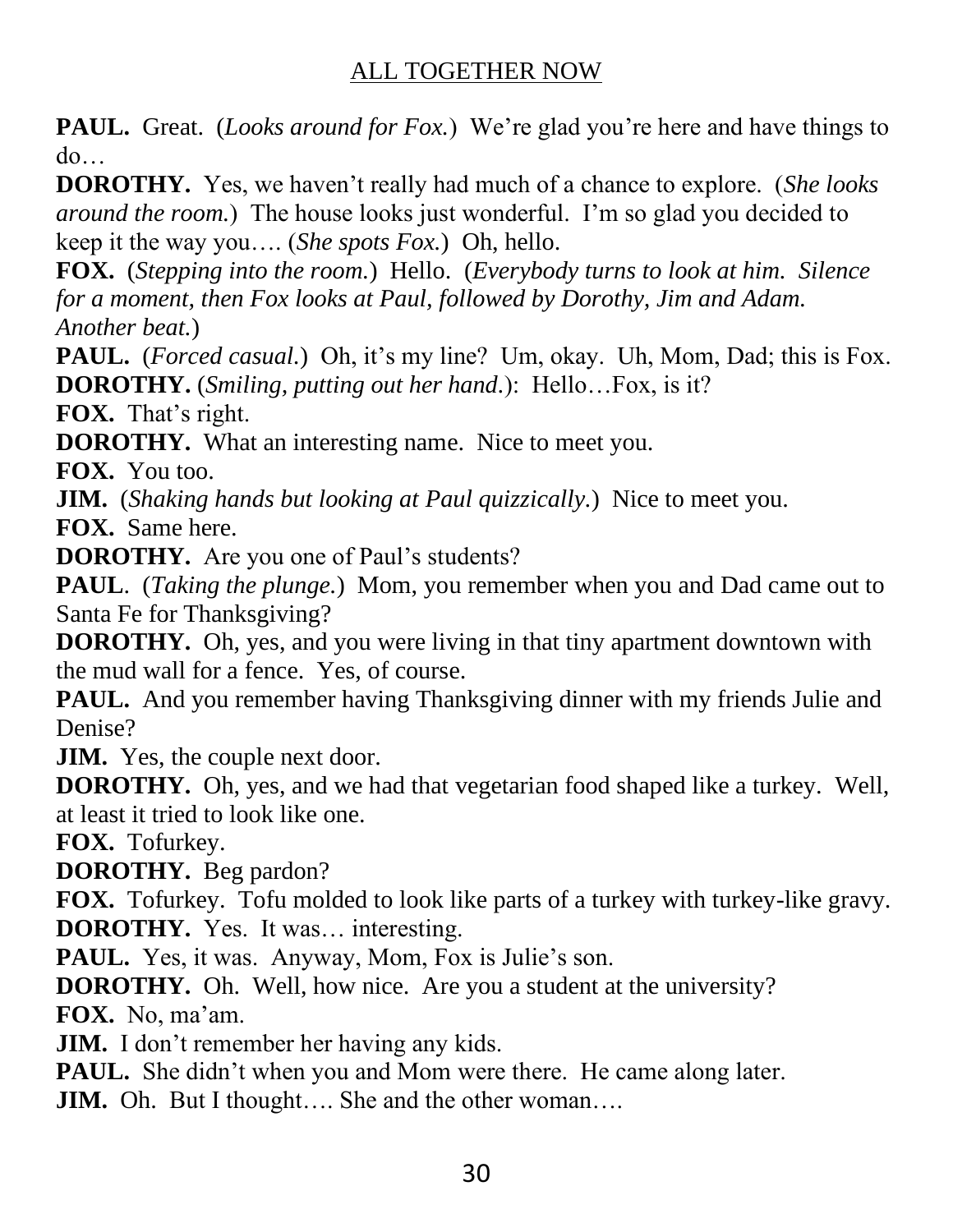**PAUL.** Great. (*Looks around for Fox.*) We're glad you're here and have things to do…

**DOROTHY.** Yes, we haven't really had much of a chance to explore. (*She looks around the room.*) The house looks just wonderful. I'm so glad you decided to keep it the way you…. (*She spots Fox.*) Oh, hello.

**FOX.** (*Stepping into the room.*) Hello. (*Everybody turns to look at him. Silence for a moment, then Fox looks at Paul, followed by Dorothy, Jim and Adam. Another beat.*)

**PAUL.** (*Forced casual.*) Oh, it's my line? Um, okay. Uh, Mom, Dad; this is Fox.

**DOROTHY.** (*Smiling, putting out her hand.*): Hello…Fox, is it?

**FOX.** That's right.

**DOROTHY.** What an interesting name. Nice to meet you.

**FOX.** You too.

**JIM.** (*Shaking hands but looking at Paul quizzically.*) Nice to meet you.

**FOX.** Same here.

**DOROTHY.** Are you one of Paul's students?

**PAUL**. (*Taking the plunge.*) Mom, you remember when you and Dad came out to Santa Fe for Thanksgiving?

**DOROTHY.** Oh, yes, and you were living in that tiny apartment downtown with the mud wall for a fence. Yes, of course.

**PAUL.** And you remember having Thanksgiving dinner with my friends Julie and Denise?

**JIM.** Yes, the couple next door.

**DOROTHY.** Oh, yes, and we had that vegetarian food shaped like a turkey. Well, at least it tried to look like one.

**FOX.** Tofurkey.

**DOROTHY.** Beg pardon?

**FOX.** Tofurkey. Tofu molded to look like parts of a turkey with turkey-like gravy.

**DOROTHY.** Yes. It was… interesting.

**PAUL.** Yes, it was. Anyway, Mom, Fox is Julie's son.

**DOROTHY.** Oh. Well, how nice. Are you a student at the university?

**FOX.** No, ma'am.

**JIM.** I don't remember her having any kids.

**PAUL.** She didn't when you and Mom were there. He came along later.

**JIM.** Oh. But I thought…. She and the other woman….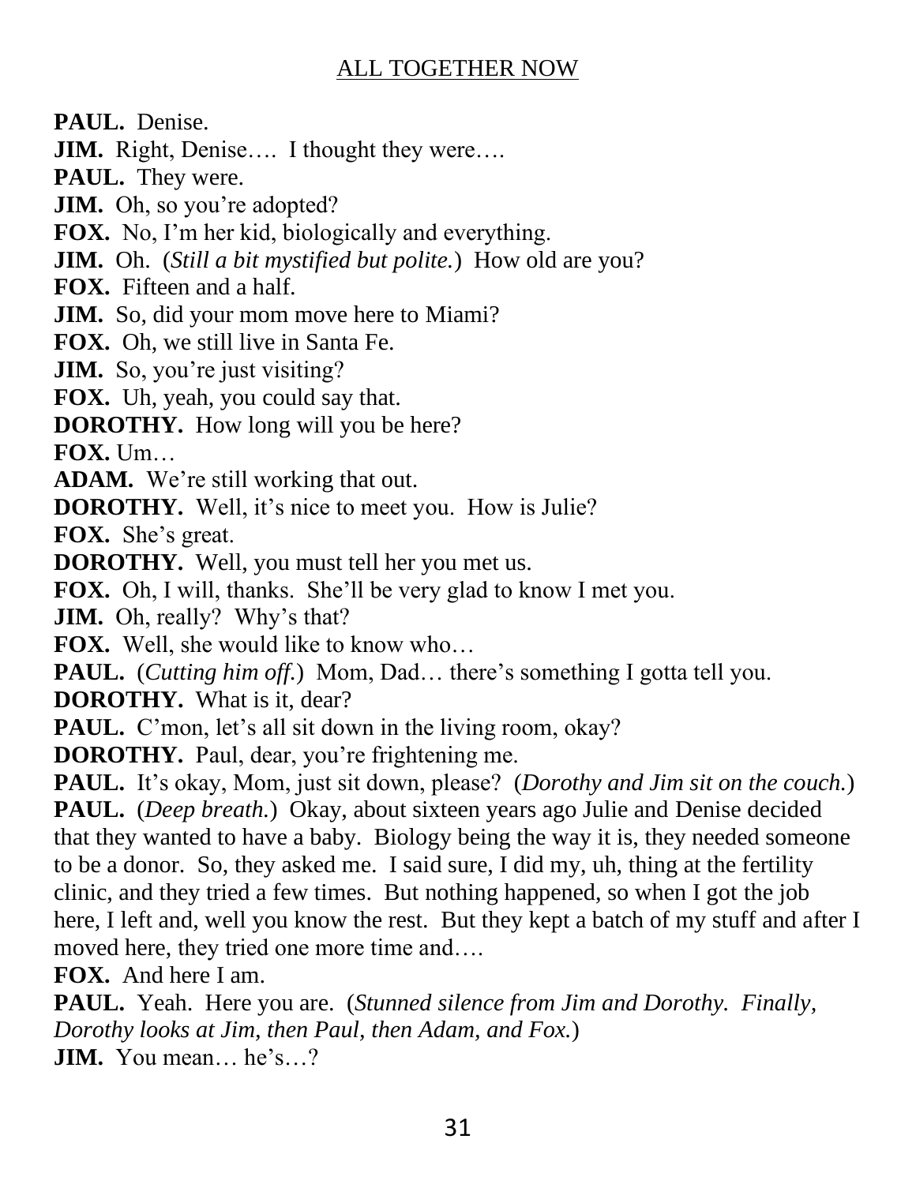**PAUL.** Denise.

**JIM.** Right, Denise…. I thought they were….

**PAUL.** They were.

**JIM.** Oh, so you're adopted?

**FOX.** No, I'm her kid, biologically and everything.

**JIM.** Oh. (*Still a bit mystified but polite.*) How old are you?

**FOX.** Fifteen and a half.

**JIM.** So, did your mom move here to Miami?

**FOX.** Oh, we still live in Santa Fe.

**JIM.** So, you're just visiting?

**FOX.** Uh, yeah, you could say that.

**DOROTHY.** How long will you be here?

**FOX.** Um…

**ADAM.** We're still working that out.

**DOROTHY.** Well, it's nice to meet you. How is Julie?

**FOX.** She's great.

**DOROTHY.** Well, you must tell her you met us.

**FOX.** Oh, I will, thanks. She'll be very glad to know I met you.

**JIM.** Oh, really? Why's that?

**FOX.** Well, she would like to know who…

**PAUL.** (*Cutting him off.*) Mom, Dad… there's something I gotta tell you.

**DOROTHY.** What is it, dear?

**PAUL.** C'mon, let's all sit down in the living room, okay?

**DOROTHY.** Paul, dear, you're frightening me.

**PAUL.** It's okay, Mom, just sit down, please? (*Dorothy and Jim sit on the couch.*)

**PAUL.** (*Deep breath.*) Okay, about sixteen years ago Julie and Denise decided that they wanted to have a baby. Biology being the way it is, they needed someone to be a donor. So, they asked me. I said sure, I did my, uh, thing at the fertility clinic, and they tried a few times. But nothing happened, so when I got the job here, I left and, well you know the rest. But they kept a batch of my stuff and after I moved here, they tried one more time and….

**FOX.** And here I am.

**PAUL.** Yeah. Here you are. (*Stunned silence from Jim and Dorothy. Finally, Dorothy looks at Jim, then Paul, then Adam, and Fox.*)

**JIM.** You mean… he's…?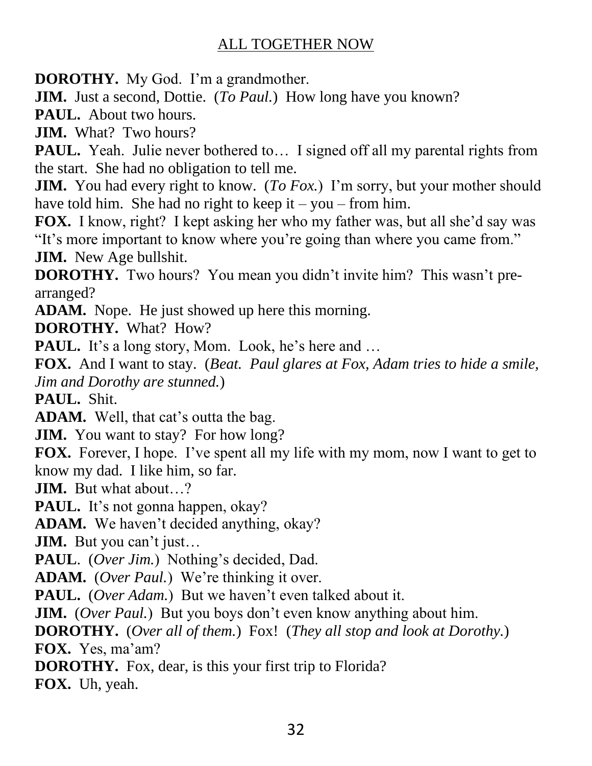**DOROTHY.** My God. I'm a grandmother.

**JIM.** Just a second, Dottie. (*To Paul.*) How long have you known?

**PAUL.** About two hours.

**JIM.** What? Two hours?

**PAUL.** Yeah. Julie never bothered to… I signed off all my parental rights from the start. She had no obligation to tell me.

**JIM.** You had every right to know. (*To Fox.*) I'm sorry, but your mother should have told him. She had no right to keep it – you – from him.

**FOX.** I know, right? I kept asking her who my father was, but all she'd say was "It's more important to know where you're going than where you came from."

**JIM.** New Age bullshit.

**DOROTHY.** Two hours? You mean you didn't invite him? This wasn't pre-arranged?

**ADAM.** Nope. He just showed up here this morning.

**DOROTHY.** What? How?

**PAUL.** It's a long story, Mom. Look, he's here and …

**FOX.** And I want to stay. (*Beat. Paul glares at Fox, Adam tries to hide a smile, Jim and Dorothy are stunned.*)

**PAUL.** Shit.

**ADAM.** Well, that cat's outta the bag.

**JIM.** You want to stay? For how long?

**FOX.** Forever, I hope. I've spent all my life with my mom, now I want to get to know my dad. I like him, so far.

**JIM.** But what about…?

**PAUL.** It's not gonna happen, okay?

**ADAM.** We haven't decided anything, okay?

**JIM.** But you can't just…

**PAUL**. (*Over Jim.*) Nothing's decided, Dad.

**ADAM.** (*Over Paul.*) We're thinking it over.

**PAUL.** (*Over Adam.*) But we haven't even talked about it.

**JIM.** (*Over Paul.*) But you boys don't even know anything about him.

**DOROTHY.** (*Over all of them.*) Fox! (*They all stop and look at Dorothy.*)

**FOX.** Yes, ma'am?

**DOROTHY.** Fox, dear, is this your first trip to Florida?

**FOX.** Uh, yeah.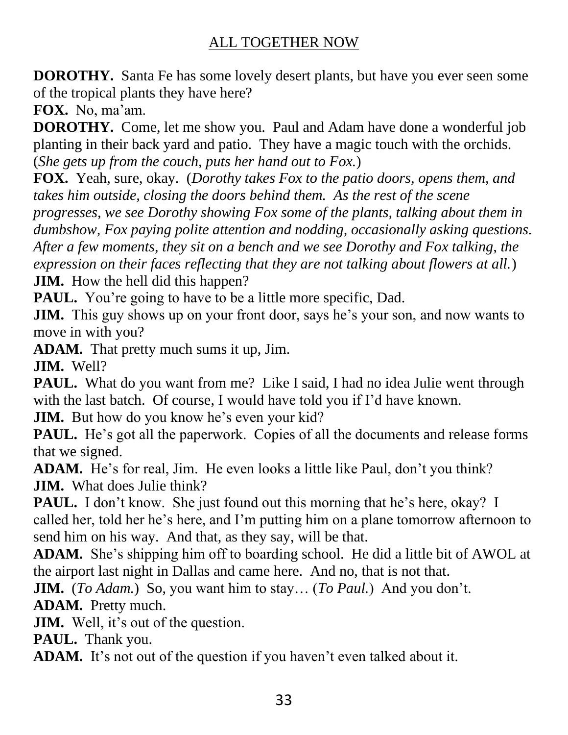**DOROTHY.** Santa Fe has some lovely desert plants, but have you ever seen some of the tropical plants they have here?

**FOX.** No, ma'am.

**DOROTHY.** Come, let me show you. Paul and Adam have done a wonderful job planting in their back yard and patio. They have a magic touch with the orchids. (*She gets up from the couch, puts her hand out to Fox.*)

**FOX.** Yeah, sure, okay. (*Dorothy takes Fox to the patio doors, opens them, and takes him outside, closing the doors behind them. As the rest of the scene progresses, we see Dorothy showing Fox some of the plants, talking about them in dumbshow, Fox paying polite attention and nodding, occasionally asking questions. After a few moments, they sit on a bench and we see Dorothy and Fox talking, the expression on their faces reflecting that they are not talking about flowers at all.*)

**JIM.** How the hell did this happen?

**PAUL.** You're going to have to be a little more specific, Dad.

**JIM.** This guy shows up on your front door, says he's your son, and now wants to move in with you?

**ADAM.** That pretty much sums it up, Jim.

**JIM.** Well?

**PAUL.** What do you want from me? Like I said, I had no idea Julie went through with the last batch. Of course, I would have told you if I'd have known.

**JIM.** But how do you know he's even your kid?

**PAUL.** He's got all the paperwork. Copies of all the documents and release forms that we signed.

**ADAM.** He's for real, Jim. He even looks a little like Paul, don't you think?

**JIM.** What does Julie think?

**PAUL.** I don't know. She just found out this morning that he's here, okay? I called her, told her he's here, and I'm putting him on a plane tomorrow afternoon to send him on his way. And that, as they say, will be that.

**ADAM.** She's shipping him off to boarding school. He did a little bit of AWOL at the airport last night in Dallas and came here. And no, that is not that.

**JIM.** (*To Adam.*) So, you want him to stay… (*To Paul.*) And you don't.

**ADAM.** Pretty much.

**JIM.** Well, it's out of the question.

**PAUL.** Thank you.

**ADAM.** It's not out of the question if you haven't even talked about it.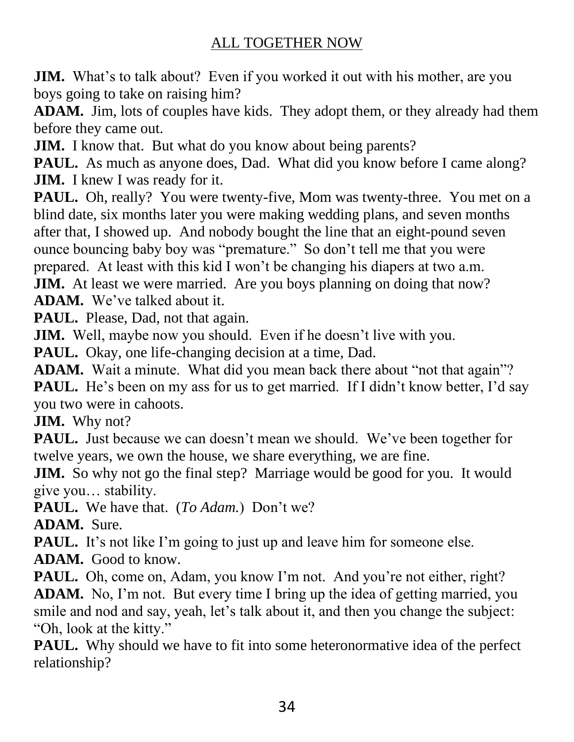**JIM.** What's to talk about? Even if you worked it out with his mother, are you boys going to take on raising him?

**ADAM.** Jim, lots of couples have kids. They adopt them, or they already had them before they came out.

**JIM.** I know that. But what do you know about being parents?

**PAUL.** As much as anyone does, Dad. What did you know before I came along?

**JIM.** I knew I was ready for it.

**PAUL.** Oh, really? You were twenty-five, Mom was twenty-three. You met on a blind date, six months later you were making wedding plans, and seven months after that, I showed up. And nobody bought the line that an eight-pound seven ounce bouncing baby boy was "premature." So don't tell me that you were prepared. At least with this kid I won't be changing his diapers at two a.m.

**JIM.** At least we were married. Are you boys planning on doing that now?

**ADAM.** We've talked about it.

**PAUL.** Please, Dad, not that again.

**JIM.** Well, maybe now you should. Even if he doesn't live with you.

**PAUL.** Okay, one life-changing decision at a time, Dad.

**ADAM.** Wait a minute. What did you mean back there about "not that again"?

**PAUL.** He's been on my ass for us to get married. If I didn't know better, I'd say you two were in cahoots.

**JIM.** Why not?

**PAUL.** Just because we can doesn't mean we should. We've been together for twelve years, we own the house, we share everything, we are fine.

**JIM.** So why not go the final step? Marriage would be good for you. It would give you… stability.

**PAUL.** We have that. (*To Adam.*) Don't we?

**ADAM.** Sure.

**PAUL.** It's not like I'm going to just up and leave him for someone else.

**ADAM.** Good to know.

**PAUL.** Oh, come on, Adam, you know I'm not. And you're not either, right?

**ADAM.** No, I'm not. But every time I bring up the idea of getting married, you smile and nod and say, yeah, let's talk about it, and then you change the subject: "Oh, look at the kitty."

**PAUL.** Why should we have to fit into some heteronormative idea of the perfect relationship?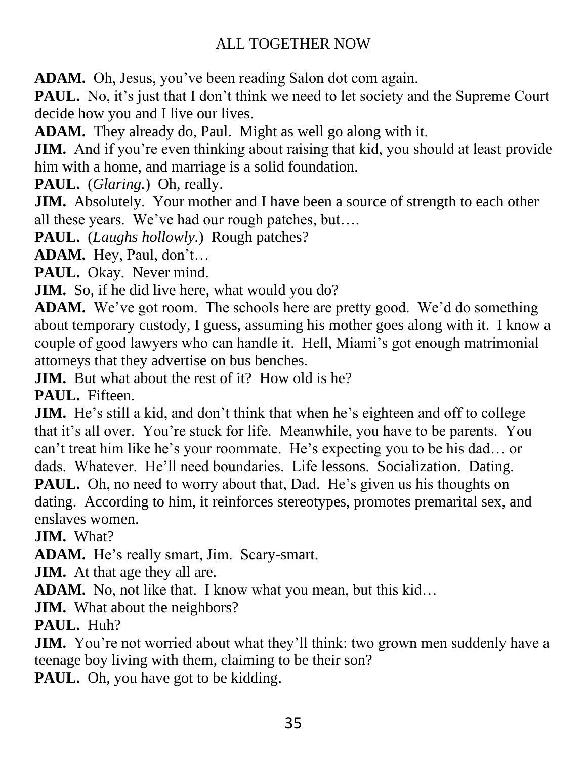**ADAM.** Oh, Jesus, you've been reading Salon dot com again.

**PAUL.** No, it's just that I don't think we need to let society and the Supreme Court decide how you and I live our lives.

**ADAM.** They already do, Paul. Might as well go along with it.

**JIM.** And if you're even thinking about raising that kid, you should at least provide him with a home, and marriage is a solid foundation.

**PAUL.** (*Glaring.*) Oh, really.

**JIM.** Absolutely. Your mother and I have been a source of strength to each other all these years. We've had our rough patches, but….

**PAUL.** (*Laughs hollowly.*) Rough patches?

**ADAM.** Hey, Paul, don't…

**PAUL.** Okay. Never mind.

**JIM.** So, if he did live here, what would you do?

**ADAM.** We've got room. The schools here are pretty good. We'd do something about temporary custody, I guess, assuming his mother goes along with it. I know a couple of good lawyers who can handle it. Hell, Miami's got enough matrimonial attorneys that they advertise on bus benches.

**JIM.** But what about the rest of it? How old is he?

**PAUL.** Fifteen.

**JIM.** He's still a kid, and don't think that when he's eighteen and off to college that it's all over. You're stuck for life. Meanwhile, you have to be parents. You can't treat him like he's your roommate. He's expecting you to be his dad… or dads. Whatever. He'll need boundaries. Life lessons. Socialization. Dating.

**PAUL.** Oh, no need to worry about that, Dad. He's given us his thoughts on dating. According to him, it reinforces stereotypes, promotes premarital sex, and enslaves women.

**JIM.** What?

**ADAM.** He's really smart, Jim. Scary-smart.

**JIM.** At that age they all are.

**ADAM.** No, not like that. I know what you mean, but this kid…

**JIM.** What about the neighbors?

**PAUL.** Huh?

**JIM.** You're not worried about what they'll think: two grown men suddenly have a teenage boy living with them, claiming to be their son?

**PAUL.** Oh, you have got to be kidding.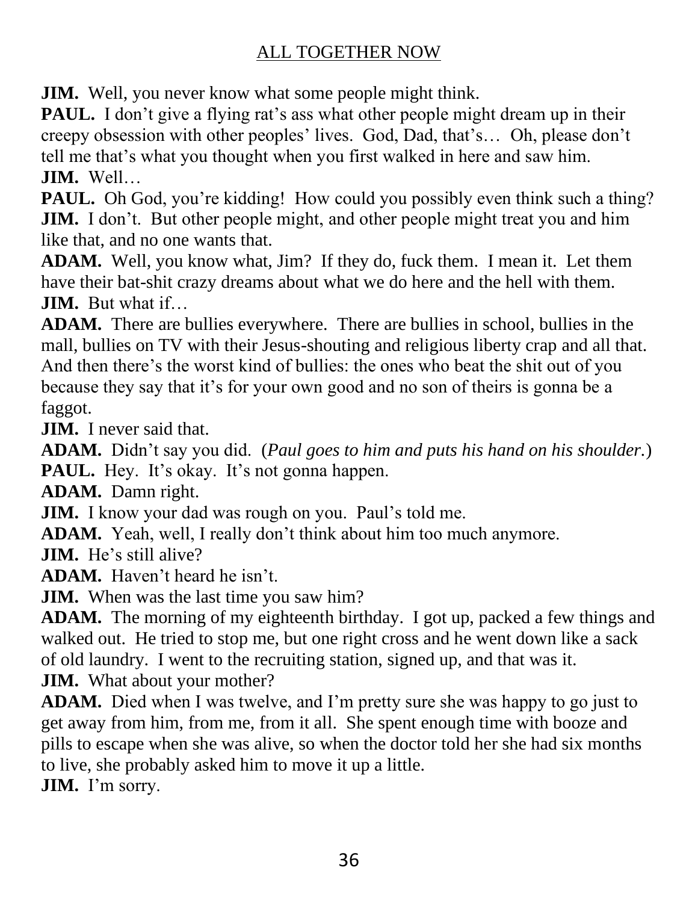**JIM.** Well, you never know what some people might think.

**PAUL.** I don't give a flying rat's ass what other people might dream up in their creepy obsession with other peoples' lives. God, Dad, that's… Oh, please don't tell me that's what you thought when you first walked in here and saw him.

**JIM.** Well…

**PAUL.** Oh God, you're kidding! How could you possibly even think such a thing?

**JIM.** I don't. But other people might, and other people might treat you and him like that, and no one wants that.

**ADAM.** Well, you know what, Jim? If they do, fuck them. I mean it. Let them have their bat-shit crazy dreams about what we do here and the hell with them.

**JIM.** But what if…

**ADAM.** There are bullies everywhere. There are bullies in school, bullies in the mall, bullies on TV with their Jesus-shouting and religious liberty crap and all that. And then there's the worst kind of bullies: the ones who beat the shit out of you because they say that it's for your own good and no son of theirs is gonna be a faggot.

**JIM.** I never said that.

**ADAM.** Didn't say you did. (*Paul goes to him and puts his hand on his shoulder.*)

**PAUL.** Hey. It's okay. It's not gonna happen.

**ADAM.** Damn right.

**JIM.** I know your dad was rough on you. Paul's told me.

**ADAM.** Yeah, well, I really don't think about him too much anymore.

**JIM.** He's still alive?

**ADAM.** Haven't heard he isn't.

**JIM.** When was the last time you saw him?

**ADAM.** The morning of my eighteenth birthday. I got up, packed a few things and walked out. He tried to stop me, but one right cross and he went down like a sack of old laundry. I went to the recruiting station, signed up, and that was it.

**JIM.** What about your mother?

**ADAM.** Died when I was twelve, and I'm pretty sure she was happy to go just to get away from him, from me, from it all. She spent enough time with booze and pills to escape when she was alive, so when the doctor told her she had six months to live, she probably asked him to move it up a little.

**JIM.** I'm sorry.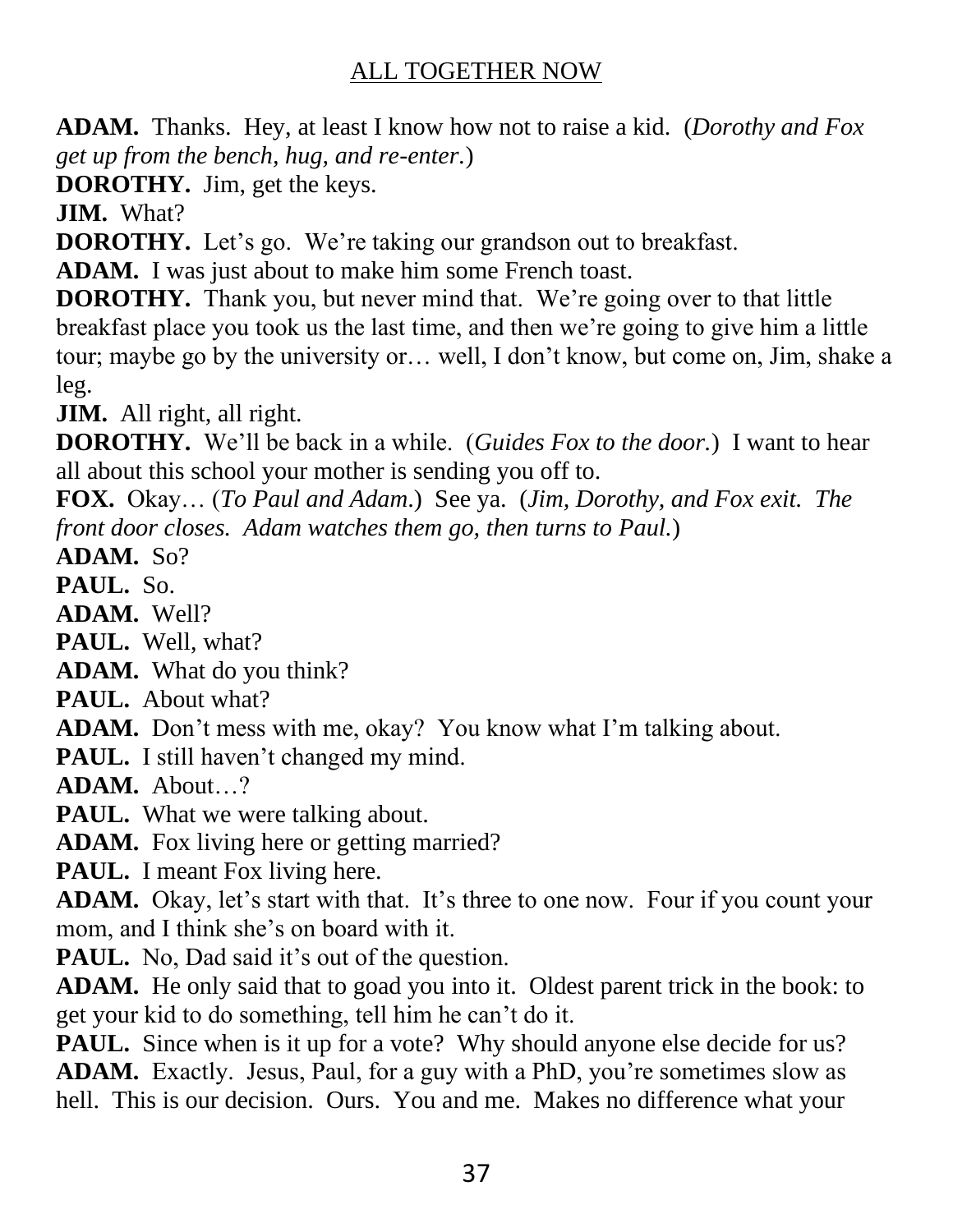**ADAM.** Thanks. Hey, at least I know how not to raise a kid. (*Dorothy and Fox get up from the bench, hug, and re-enter.*)

**DOROTHY.** Jim, get the keys.

**JIM.** What?

**DOROTHY.** Let's go. We're taking our grandson out to breakfast.

**ADAM.** I was just about to make him some French toast.

**DOROTHY.** Thank you, but never mind that. We're going over to that little breakfast place you took us the last time, and then we're going to give him a little tour; maybe go by the university or… well, I don't know, but come on, Jim, shake a leg.

**JIM.** All right, all right.

**DOROTHY.** We'll be back in a while. (*Guides Fox to the door.*) I want to hear all about this school your mother is sending you off to.

**FOX.** Okay… (*To Paul and Adam.*) See ya. (*Jim, Dorothy, and Fox exit. The front door closes. Adam watches them go, then turns to Paul.*)

**ADAM.** So?

**PAUL.** So.

**ADAM.** Well?

**PAUL.** Well, what?

**ADAM.** What do you think?

**PAUL.** About what?

**ADAM.** Don't mess with me, okay? You know what I'm talking about.

**PAUL.** I still haven't changed my mind.

**ADAM.** About…?

**PAUL.** What we were talking about.

**ADAM.** Fox living here or getting married?

**PAUL.** I meant Fox living here.

**ADAM.** Okay, let's start with that. It's three to one now. Four if you count your mom, and I think she's on board with it.

**PAUL.** No, Dad said it's out of the question.

**ADAM.** He only said that to goad you into it. Oldest parent trick in the book: to get your kid to do something, tell him he can't do it.

**PAUL.** Since when is it up for a vote? Why should anyone else decide for us?

**ADAM.** Exactly. Jesus, Paul, for a guy with a PhD, you're sometimes slow as hell. This is our decision. Ours. You and me. Makes no difference what your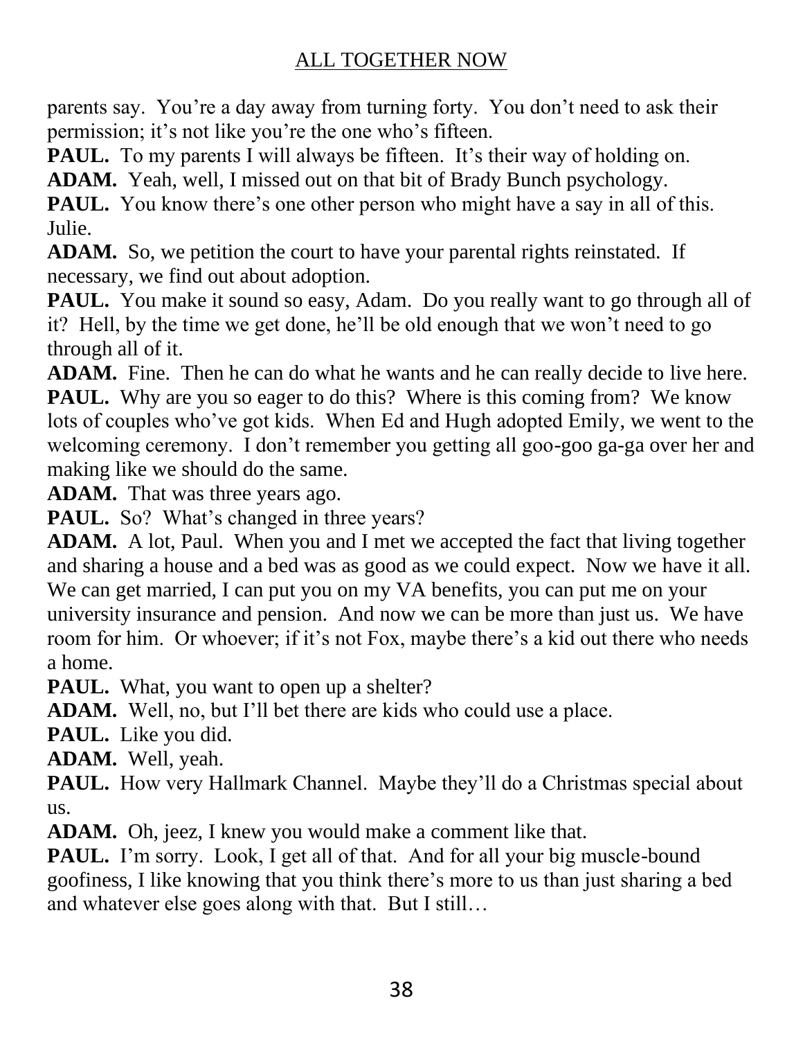parents say. You're a day away from turning forty. You don't need to ask their permission; it's not like you're the one who's fifteen.

**PAUL.** To my parents I will always be fifteen. It's their way of holding on.

**ADAM.** Yeah, well, I missed out on that bit of Brady Bunch psychology.

**PAUL.** You know there's one other person who might have a say in all of this. Julie.

**ADAM.** So, we petition the court to have your parental rights reinstated. If necessary, we find out about adoption.

**PAUL.** You make it sound so easy, Adam. Do you really want to go through all of it? Hell, by the time we get done, he'll be old enough that we won't need to go through all of it.

**ADAM.** Fine. Then he can do what he wants and he can really decide to live here.

**PAUL.** Why are you so eager to do this? Where is this coming from? We know lots of couples who've got kids. When Ed and Hugh adopted Emily, we went to the welcoming ceremony. I don't remember you getting all goo-goo ga-ga over her and making like we should do the same.

**ADAM.** That was three years ago.

**PAUL.** So? What's changed in three years?

**ADAM.** A lot, Paul. When you and I met we accepted the fact that living together and sharing a house and a bed was as good as we could expect. Now we have it all. We can get married, I can put you on my VA benefits, you can put me on your university insurance and pension. And now we can be more than just us. We have room for him. Or whoever; if it's not Fox, maybe there's a kid out there who needs a home.

**PAUL.** What, you want to open up a shelter?

**ADAM.** Well, no, but I'll bet there are kids who could use a place.

**PAUL.** Like you did.

**ADAM.** Well, yeah.

**PAUL.** How very Hallmark Channel. Maybe they'll do a Christmas special about us.

**ADAM.** Oh, jeez, I knew you would make a comment like that.

**PAUL.** I'm sorry. Look, I get all of that. And for all your big muscle-bound goofiness, I like knowing that you think there's more to us than just sharing a bed and whatever else goes along with that. But I still…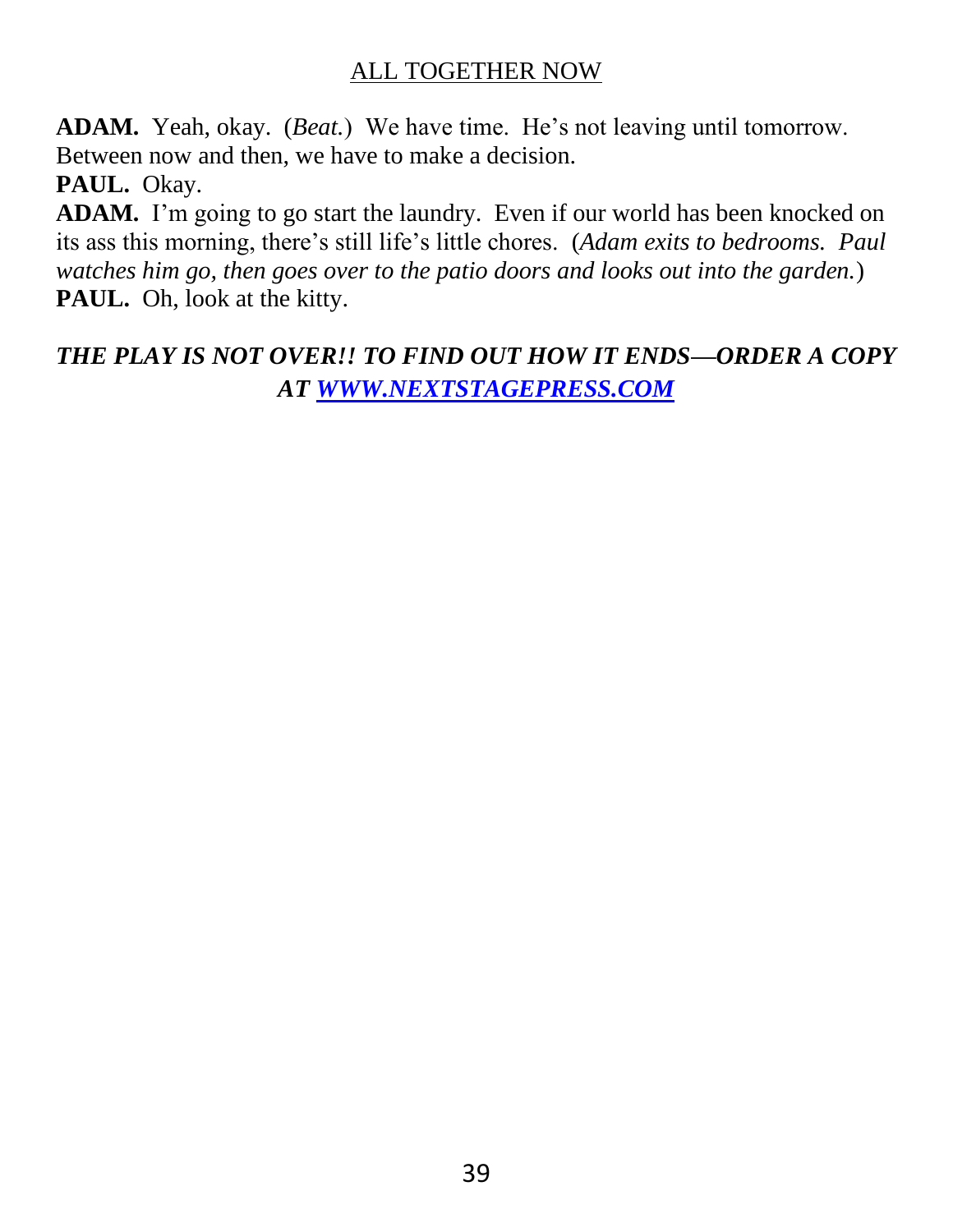**ADAM.** Yeah, okay. (*Beat.*) We have time. He's not leaving until tomorrow. Between now and then, we have to make a decision.

**PAUL.** Okay.

**ADAM.** I'm going to go start the laundry. Even if our world has been knocked on its ass this morning, there's still life's little chores. (*Adam exits to bedrooms. Paul watches him go, then goes over to the patio doors and looks out into the garden.*)

**PAUL.** Oh, look at the kitty.

***THE PLAY IS NOT OVER!! TO FIND OUT HOW IT ENDS—ORDER A COPY AT [WWW.NEXTSTAGEPRESS.COM](http://WWW.NEXTSTAGEPRESS.COM)***